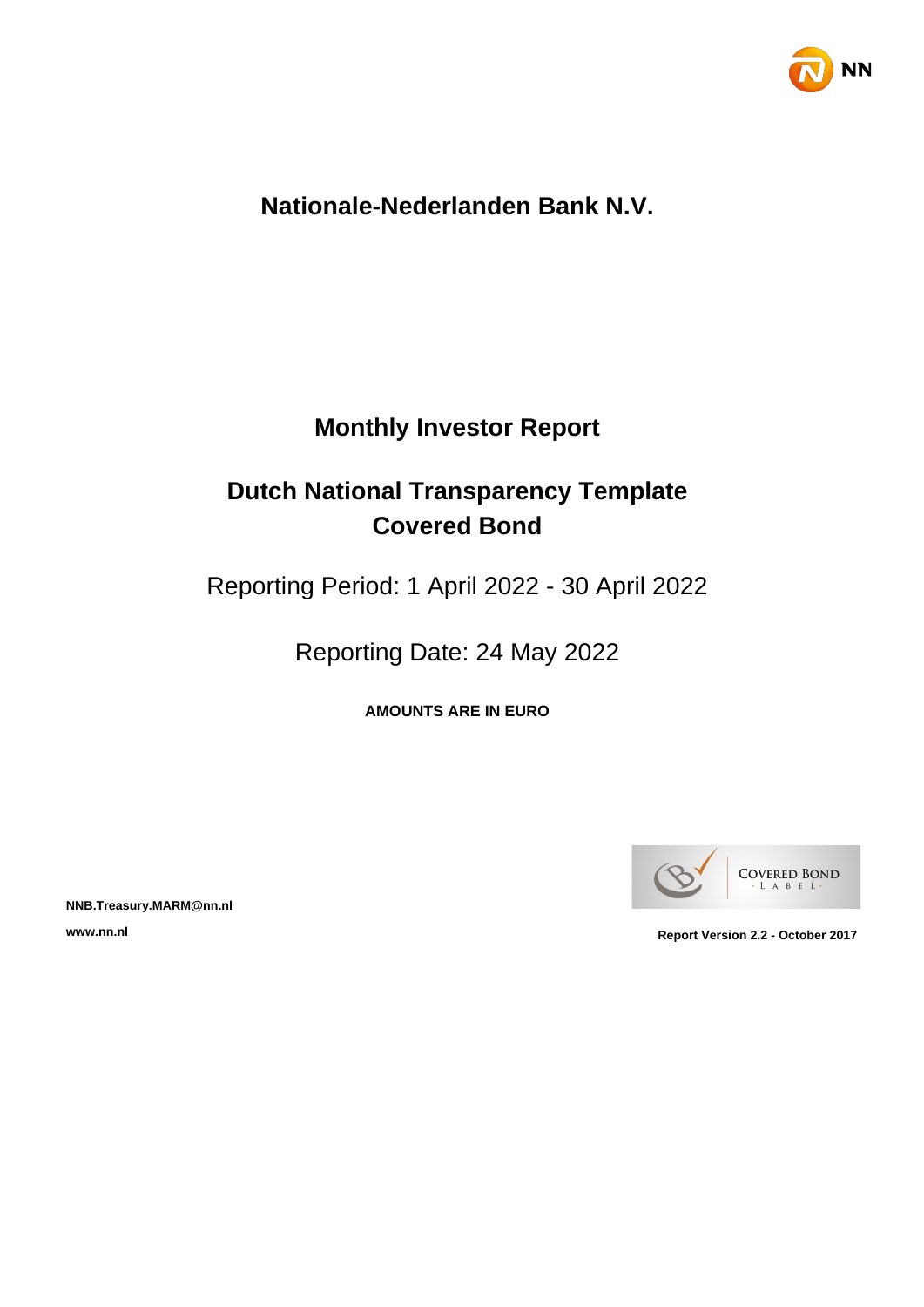# Nationale-Nederlanden Bank N.V.

## Monthly Investor Report

## Dutch National Transparency Template
## Covered Bond

Reporting Period: 1 April 2022 - 30 April 2022

Reporting Date: 24 May 2022

**AMOUNTS ARE IN EURO**

**NNB.Treasury.MARM@nn.nl**

**www.nn.nl**

**Report Version 2.2 - October 2017**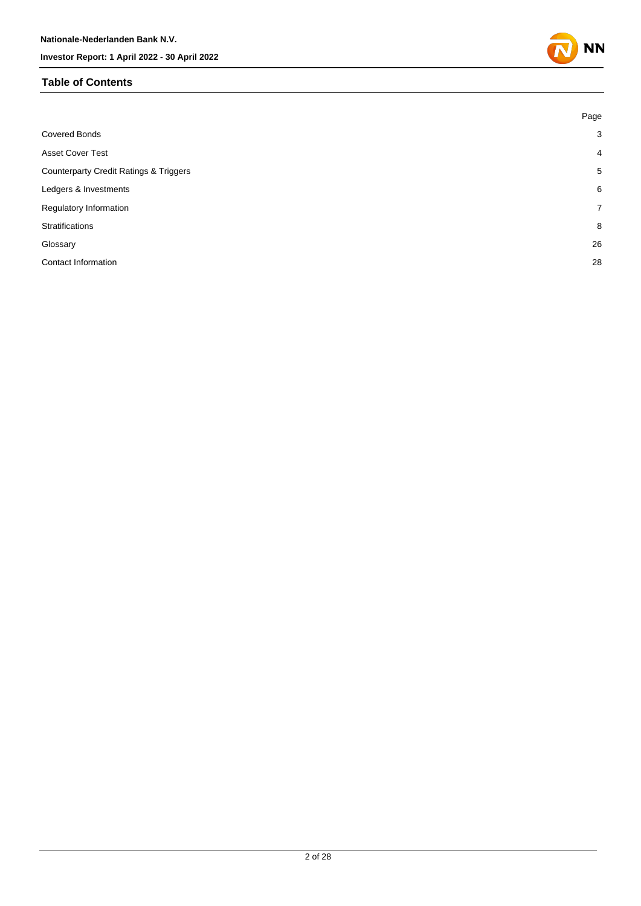## Table of Contents

| | Page |
|---|---|
| Covered Bonds | 3 |
| Asset Cover Test | 4 |
| Counterparty Credit Ratings & Triggers | 5 |
| Ledgers & Investments | 6 |
| Regulatory Information | 7 |
| Stratifications | 8 |
| Glossary | 26 |
| Contact Information | 28 |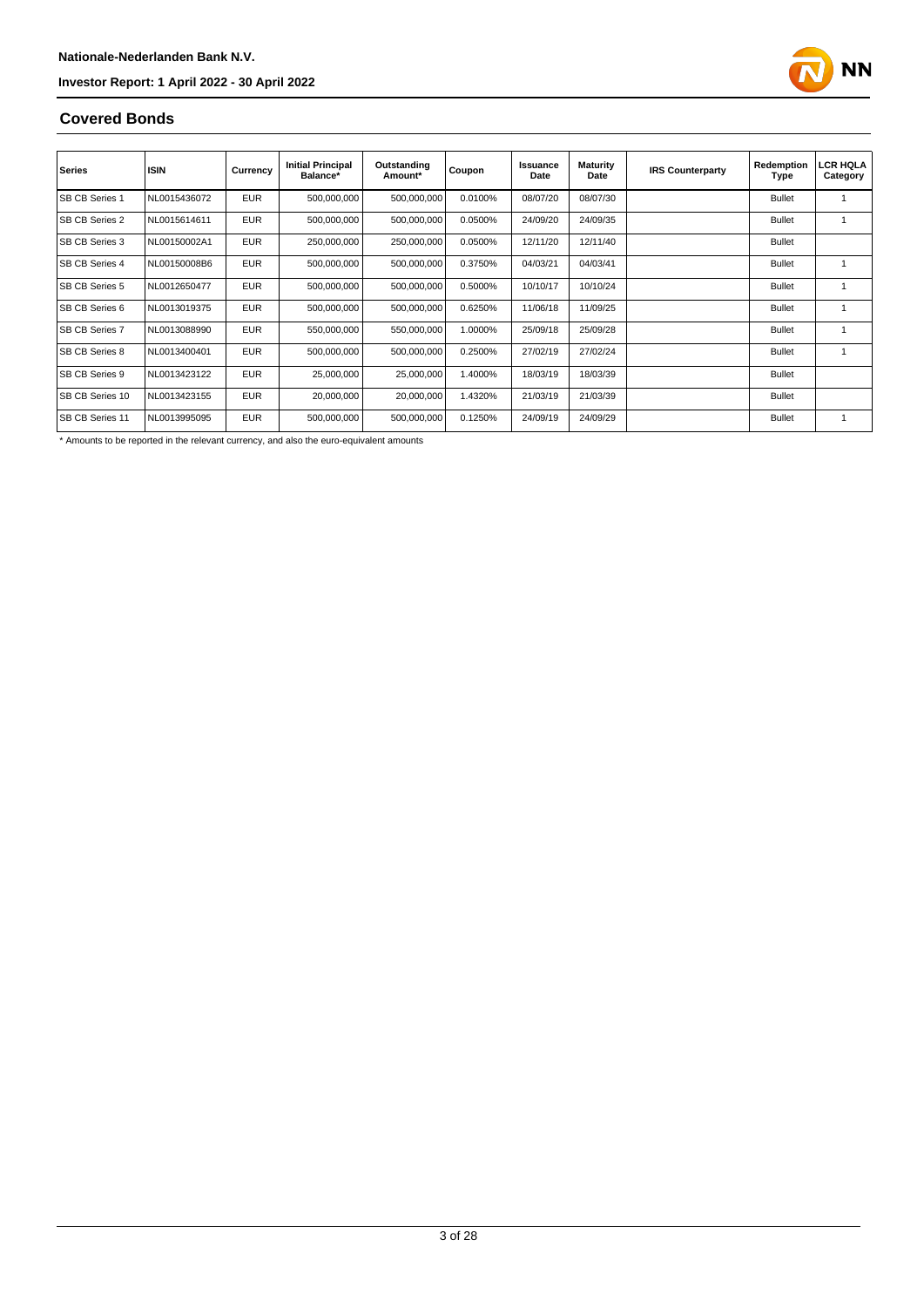## Covered Bonds

| Series | ISIN | Currency | Initial Principal Balance* | Outstanding Amount* | Coupon | Issuance Date | Maturity Date | IRS Counterparty | Redemption Type | LCR HQLA Category |
|---|---|---|---|---|---|---|---|---|---|---|
| SB CB Series 1 | NL0015436072 | EUR | 500,000,000 | 500,000,000 | 0.0100% | 08/07/20 | 08/07/30 | | Bullet | 1 |
| SB CB Series 2 | NL0015614611 | EUR | 500,000,000 | 500,000,000 | 0.0500% | 24/09/20 | 24/09/35 | | Bullet | 1 |
| SB CB Series 3 | NL00150002A1 | EUR | 250,000,000 | 250,000,000 | 0.0500% | 12/11/20 | 12/11/40 | | Bullet | |
| SB CB Series 4 | NL00150008B6 | EUR | 500,000,000 | 500,000,000 | 0.3750% | 04/03/21 | 04/03/41 | | Bullet | 1 |
| SB CB Series 5 | NL0012650477 | EUR | 500,000,000 | 500,000,000 | 0.5000% | 10/10/17 | 10/10/24 | | Bullet | 1 |
| SB CB Series 6 | NL0013019375 | EUR | 500,000,000 | 500,000,000 | 0.6250% | 11/06/18 | 11/09/25 | | Bullet | 1 |
| SB CB Series 7 | NL0013088990 | EUR | 550,000,000 | 550,000,000 | 1.0000% | 25/09/18 | 25/09/28 | | Bullet | 1 |
| SB CB Series 8 | NL0013400401 | EUR | 500,000,000 | 500,000,000 | 0.2500% | 27/02/19 | 27/02/24 | | Bullet | 1 |
| SB CB Series 9 | NL0013423122 | EUR | 25,000,000 | 25,000,000 | 1.4000% | 18/03/19 | 18/03/39 | | Bullet | |
| SB CB Series 10 | NL0013423155 | EUR | 20,000,000 | 20,000,000 | 1.4320% | 21/03/19 | 21/03/39 | | Bullet | |
| SB CB Series 11 | NL0013995095 | EUR | 500,000,000 | 500,000,000 | 0.1250% | 24/09/19 | 24/09/29 | | Bullet | 1 |

* Amounts to be reported in the relevant currency, and also the euro-equivalent amounts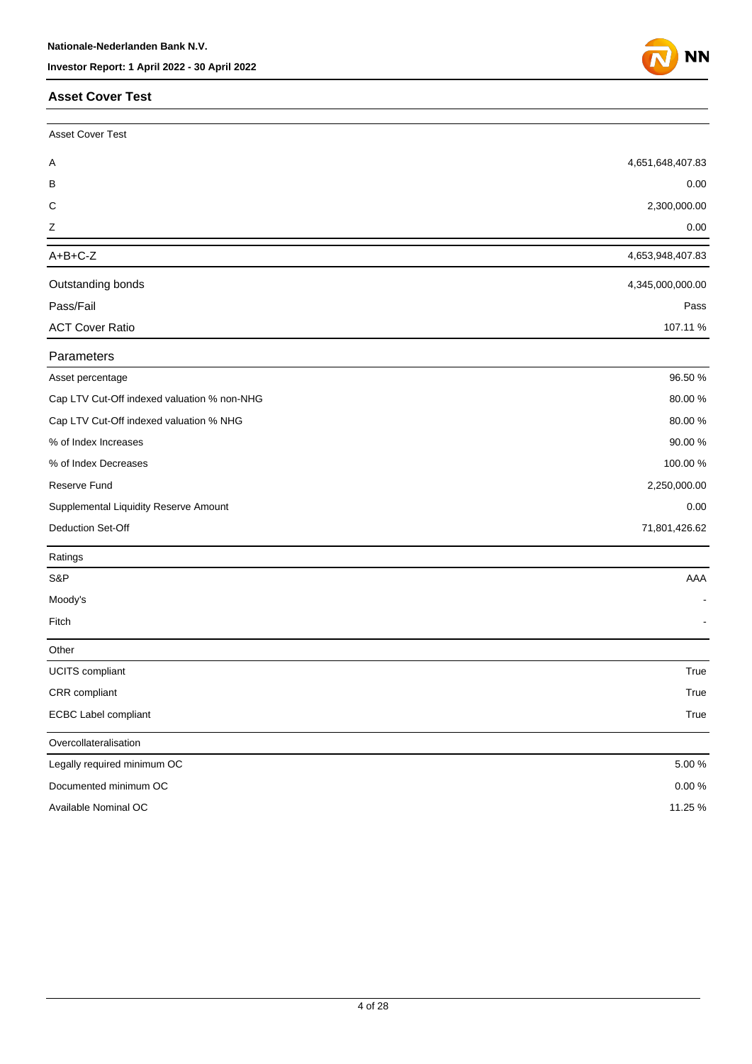## Asset Cover Test

| Asset Cover Test | |
|---|---|
| A | 4,651,648,407.83 |
| B | 0.00 |
| C | 2,300,000.00 |
| Z | 0.00 |
| A+B+C-Z | 4,653,948,407.83 |
| Outstanding bonds | 4,345,000,000.00 |
| Pass/Fail | Pass |
| ACT Cover Ratio | 107.11 % |

| Parameters | |
|---|---|
| Asset percentage | 96.50 % |
| Cap LTV Cut-Off indexed valuation % non-NHG | 80.00 % |
| Cap LTV Cut-Off indexed valuation % NHG | 80.00 % |
| % of Index Increases | 90.00 % |
| % of Index Decreases | 100.00 % |
| Reserve Fund | 2,250,000.00 |
| Supplemental Liquidity Reserve Amount | 0.00 |
| Deduction Set-Off | 71,801,426.62 |

| Ratings | |
|---|---|
| S&P | AAA |
| Moody's | - |
| Fitch | - |

| Other | |
|---|---|
| UCITS compliant | True |
| CRR compliant | True |
| ECBC Label compliant | True |

| Overcollateralisation | |
|---|---|
| Legally required minimum OC | 5.00 % |
| Documented minimum OC | 0.00 % |
| Available Nominal OC | 11.25 % |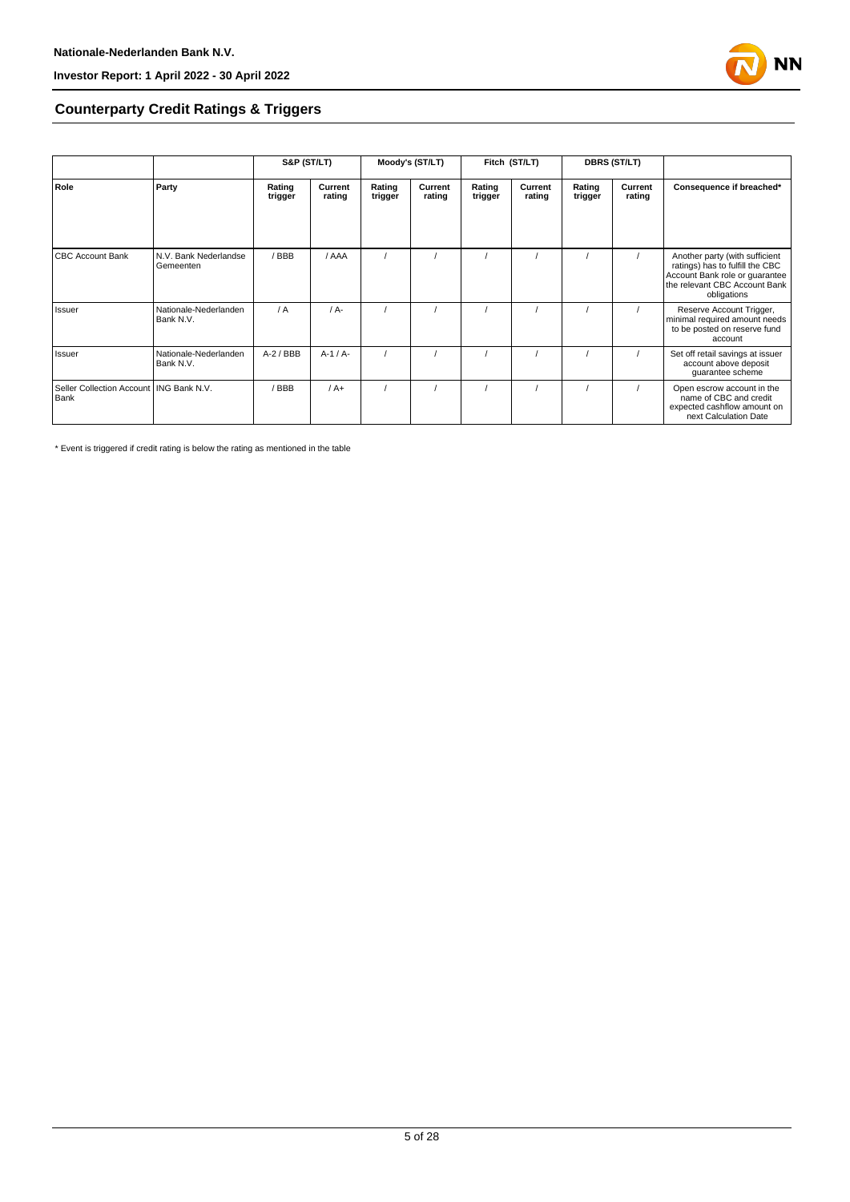## Counterparty Credit Ratings & Triggers

| | | S&P (ST/LT) | | Moody's (ST/LT) | | Fitch (ST/LT) | | DBRS (ST/LT) | | |
|---|---|---|---|---|---|---|---|---|---|---|
| **Role** | **Party** | **Rating trigger** | **Current rating** | **Rating trigger** | **Current rating** | **Rating trigger** | **Current rating** | **Rating trigger** | **Current rating** | **Consequence if breached*** |
| CBC Account Bank | N.V. Bank Nederlandse Gemeenten | / BBB | / AAA | / | / | / | / | / | / | Another party (with sufficient ratings) has to fulfill the CBC Account Bank role or guarantee the relevant CBC Account Bank obligations |
| Issuer | Nationale-Nederlanden Bank N.V. | / A | / A- | / | / | / | / | / | / | Reserve Account Trigger, minimal required amount needs to be posted on reserve fund account |
| Issuer | Nationale-Nederlanden Bank N.V. | A-2 / BBB | A-1 / A- | / | / | / | / | / | / | Set off retail savings at issuer account above deposit guarantee scheme |
| Seller Collection Account Bank | ING Bank N.V. | / BBB | / A+ | / | / | / | / | / | / | Open escrow account in the name of CBC and credit expected cashflow amount on next Calculation Date |

* Event is triggered if credit rating is below the rating as mentioned in the table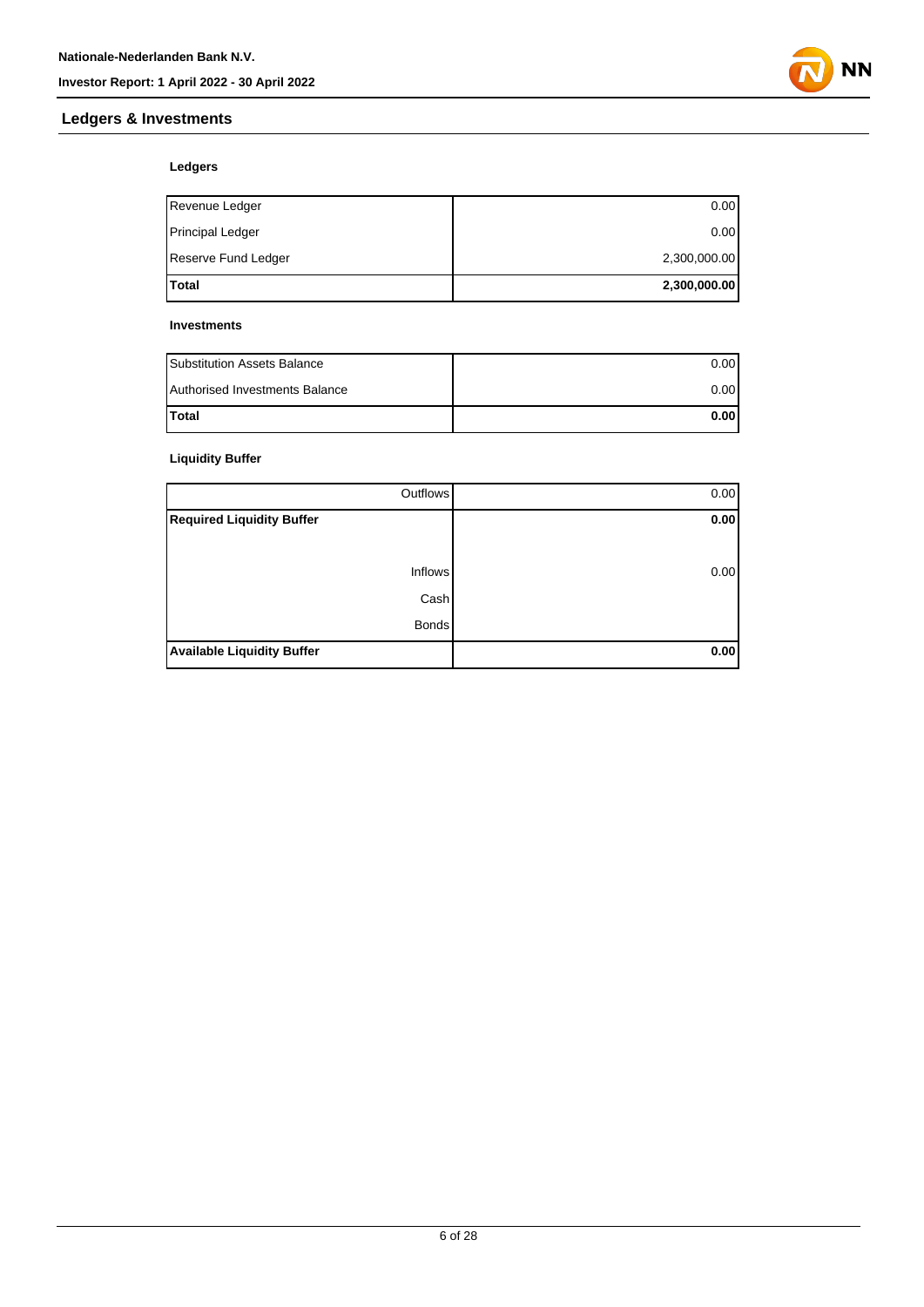## Ledgers & Investments

### Ledgers

| | |
|---|---|
| Revenue Ledger | 0.00 |
| Principal Ledger | 0.00 |
| Reserve Fund Ledger | 2,300,000.00 |
| **Total** | **2,300,000.00** |

### Investments

| | |
|---|---|
| Substitution Assets Balance | 0.00 |
| Authorised Investments Balance | 0.00 |
| **Total** | **0.00** |

### Liquidity Buffer

| | |
|---|---|
| Outflows | 0.00 |
| **Required Liquidity Buffer** | **0.00** |
| | |
| Inflows | 0.00 |
| Cash | |
| Bonds | |
| **Available Liquidity Buffer** | **0.00** |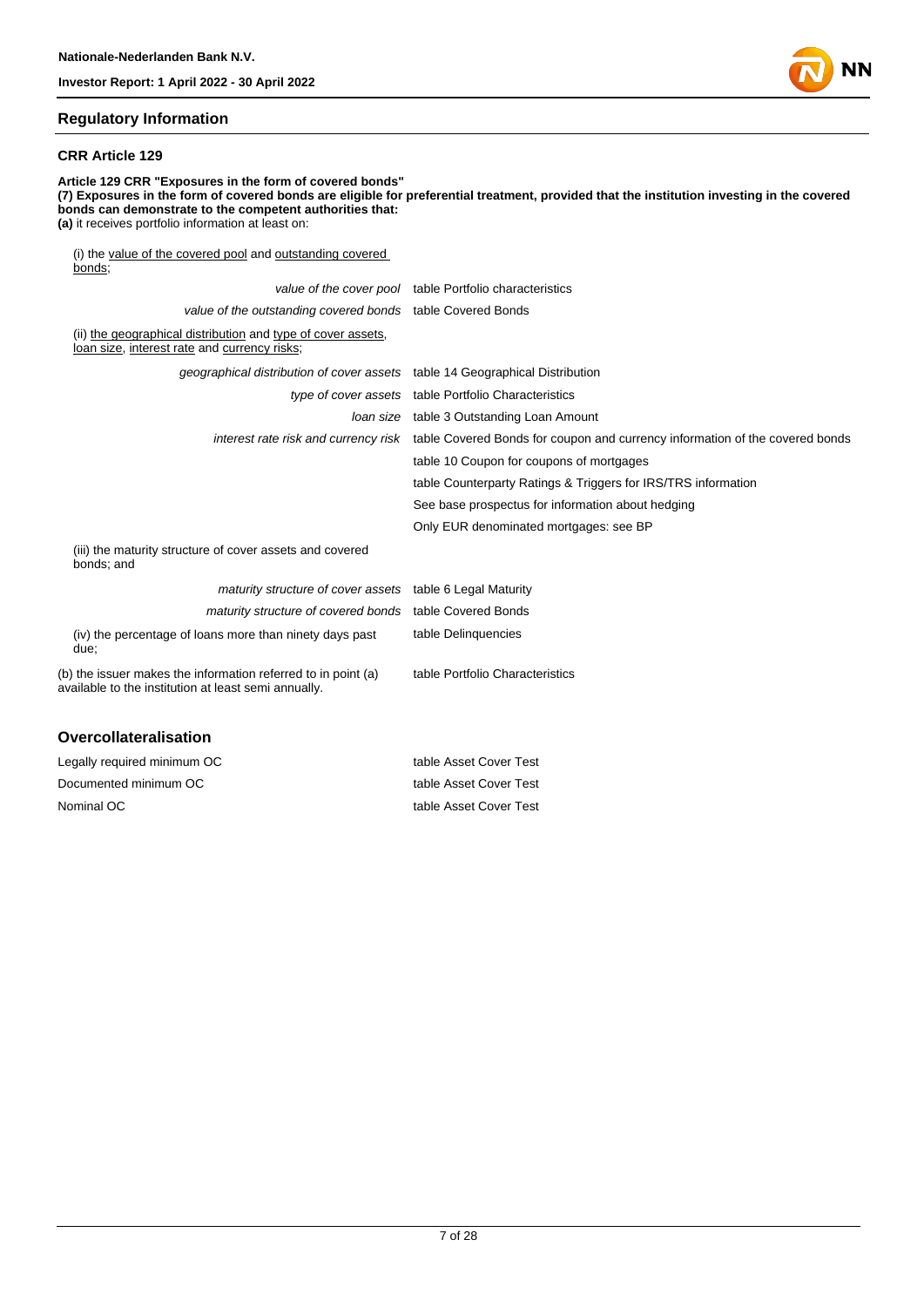## Regulatory Information

### CRR Article 129

**Article 129 CRR "Exposures in the form of covered bonds"**
**(7) Exposures in the form of covered bonds are eligible for preferential treatment, provided that the institution investing in the covered bonds can demonstrate to the competent authorities that:**
**(a)** it receives portfolio information at least on:

(i) the value of the covered pool and outstanding covered bonds;

| | |
|---|---|
| *value of the cover pool* | table Portfolio characteristics |
| *value of the outstanding covered bonds* | table Covered Bonds |

(ii) the geographical distribution and type of cover assets, loan size, interest rate and currency risks;

| | |
|---|---|
| *geographical distribution of cover assets* | table 14 Geographical Distribution |
| *type of cover assets* | table Portfolio Characteristics |
| *loan size* | table 3 Outstanding Loan Amount |
| *interest rate risk and currency risk* | table Covered Bonds for coupon and currency information of the covered bonds |
| | table 10 Coupon for coupons of mortgages |
| | table Counterparty Ratings & Triggers for IRS/TRS information |
| | See base prospectus for information about hedging |
| | Only EUR denominated mortgages: see BP |

(iii) the maturity structure of cover assets and covered bonds; and

| | |
|---|---|
| *maturity structure of cover assets* | table 6 Legal Maturity |
| *maturity structure of covered bonds* | table Covered Bonds |

| | |
|---|---|
| (iv) the percentage of loans more than ninety days past due; | table Delinquencies |
| (b) the issuer makes the information referred to in point (a) available to the institution at least semi annually. | table Portfolio Characteristics |

## Overcollateralisation

| | |
|---|---|
| Legally required minimum OC | table Asset Cover Test |
| Documented minimum OC | table Asset Cover Test |
| Nominal OC | table Asset Cover Test |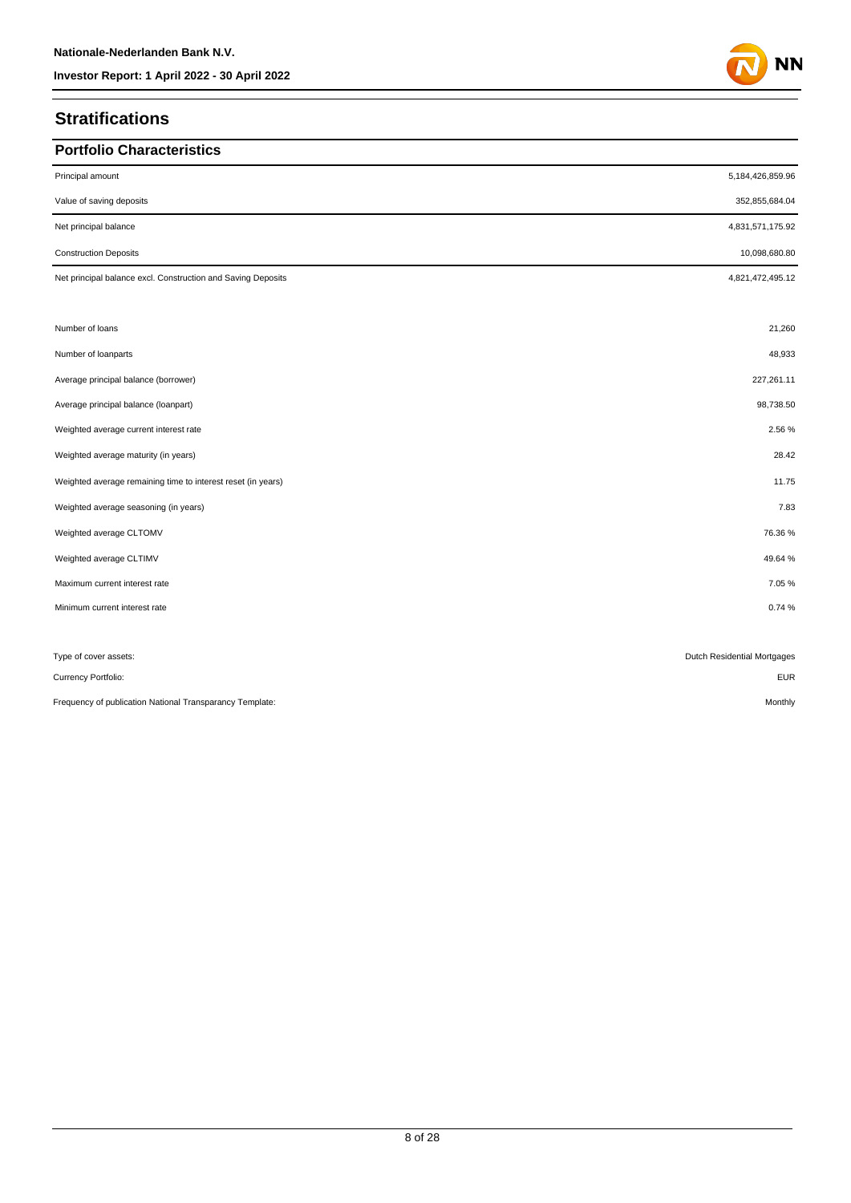## Stratifications

### Portfolio Characteristics

| | |
|---|---|
| Principal amount | 5,184,426,859.96 |
| Value of saving deposits | 352,855,684.04 |
| Net principal balance | 4,831,571,175.92 |
| Construction Deposits | 10,098,680.80 |
| Net principal balance excl. Construction and Saving Deposits | 4,821,472,495.12 |

| | |
|---|---|
| Number of loans | 21,260 |
| Number of loanparts | 48,933 |
| Average principal balance (borrower) | 227,261.11 |
| Average principal balance (loanpart) | 98,738.50 |
| Weighted average current interest rate | 2.56 % |
| Weighted average maturity (in years) | 28.42 |
| Weighted average remaining time to interest reset (in years) | 11.75 |
| Weighted average seasoning (in years) | 7.83 |
| Weighted average CLTOMV | 76.36 % |
| Weighted average CLTIMV | 49.64 % |
| Maximum current interest rate | 7.05 % |
| Minimum current interest rate | 0.74 % |

| | |
|---|---|
| Type of cover assets: | Dutch Residential Mortgages |
| Currency Portfolio: | EUR |
| Frequency of publication National Transparancy Template: | Monthly |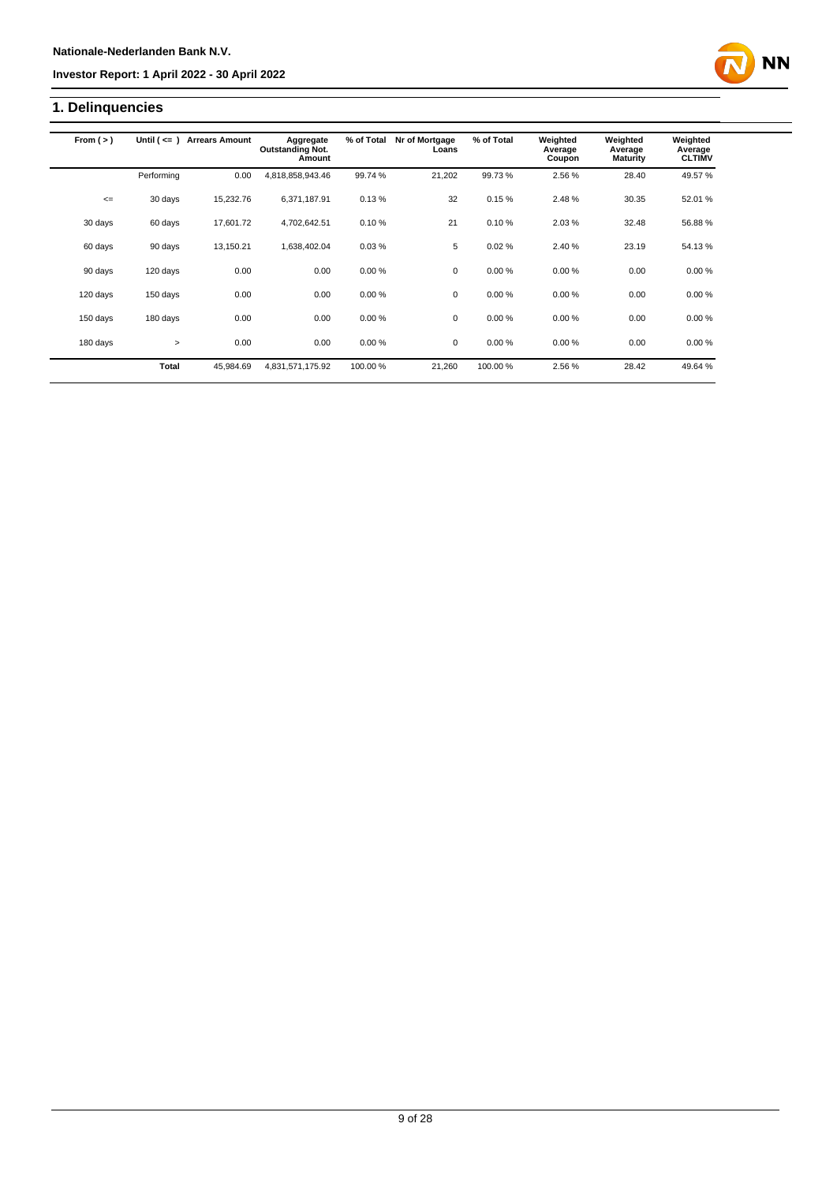## 1. Delinquencies

| From ( > ) | Until ( <= ) | Arrears Amount | Aggregate Outstanding Not. Amount | % of Total | Nr of Mortgage Loans | % of Total | Weighted Average Coupon | Weighted Average Maturity | Weighted Average CLTIMV |
|---|---|---|---|---|---|---|---|---|---|
| | Performing | 0.00 | 4,818,858,943.46 | 99.74 % | 21,202 | 99.73 % | 2.56 % | 28.40 | 49.57 % |
| <= | 30 days | 15,232.76 | 6,371,187.91 | 0.13 % | 32 | 0.15 % | 2.48 % | 30.35 | 52.01 % |
| 30 days | 60 days | 17,601.72 | 4,702,642.51 | 0.10 % | 21 | 0.10 % | 2.03 % | 32.48 | 56.88 % |
| 60 days | 90 days | 13,150.21 | 1,638,402.04 | 0.03 % | 5 | 0.02 % | 2.40 % | 23.19 | 54.13 % |
| 90 days | 120 days | 0.00 | 0.00 | 0.00 % | 0 | 0.00 % | 0.00 % | 0.00 | 0.00 % |
| 120 days | 150 days | 0.00 | 0.00 | 0.00 % | 0 | 0.00 % | 0.00 % | 0.00 | 0.00 % |
| 150 days | 180 days | 0.00 | 0.00 | 0.00 % | 0 | 0.00 % | 0.00 % | 0.00 | 0.00 % |
| 180 days | > | 0.00 | 0.00 | 0.00 % | 0 | 0.00 % | 0.00 % | 0.00 | 0.00 % |
| | **Total** | 45,984.69 | 4,831,571,175.92 | 100.00 % | 21,260 | 100.00 % | 2.56 % | 28.42 | 49.64 % |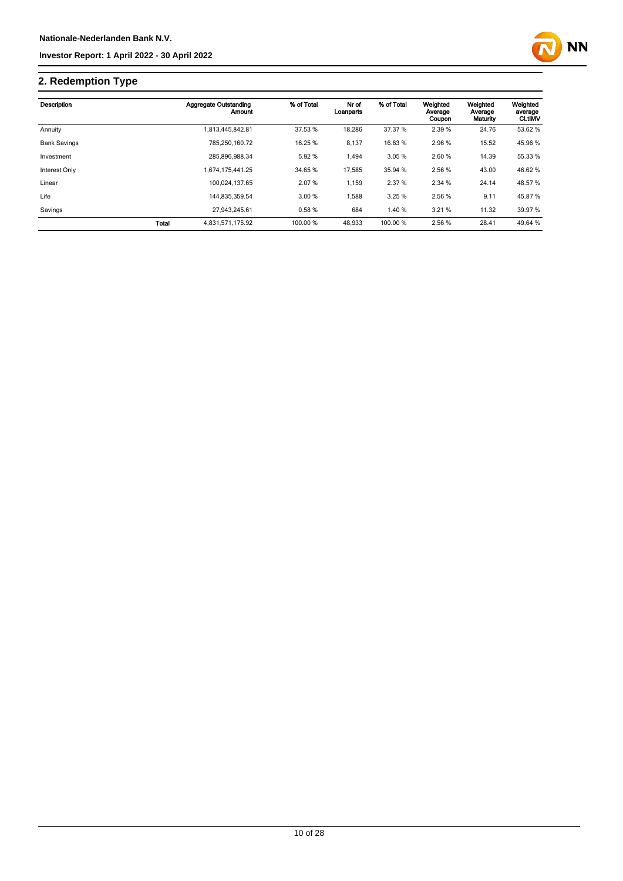## 2. Redemption Type

| Description | | Aggregate Outstanding Amount | % of Total | Nr of Loanparts | % of Total | Weighted Average Coupon | Weighted Average Maturity | Weighted average CLtIMV |
|---|---|---|---|---|---|---|---|---|
| Annuity | | 1,813,445,842.81 | 37.53 % | 18,286 | 37.37 % | 2.39 % | 24.76 | 53.62 % |
| Bank Savings | | 785,250,160.72 | 16.25 % | 8,137 | 16.63 % | 2.96 % | 15.52 | 45.96 % |
| Investment | | 285,896,988.34 | 5.92 % | 1,494 | 3.05 % | 2.60 % | 14.39 | 55.33 % |
| Interest Only | | 1,674,175,441.25 | 34.65 % | 17,585 | 35.94 % | 2.56 % | 43.00 | 46.62 % |
| Linear | | 100,024,137.65 | 2.07 % | 1,159 | 2.37 % | 2.34 % | 24.14 | 48.57 % |
| Life | | 144,835,359.54 | 3.00 % | 1,588 | 3.25 % | 2.56 % | 9.11 | 45.87 % |
| Savings | | 27,943,245.61 | 0.58 % | 684 | 1.40 % | 3.21 % | 11.32 | 39.97 % |
| | **Total** | 4,831,571,175.92 | 100.00 % | 48,933 | 100.00 % | 2.56 % | 28.41 | 49.64 % |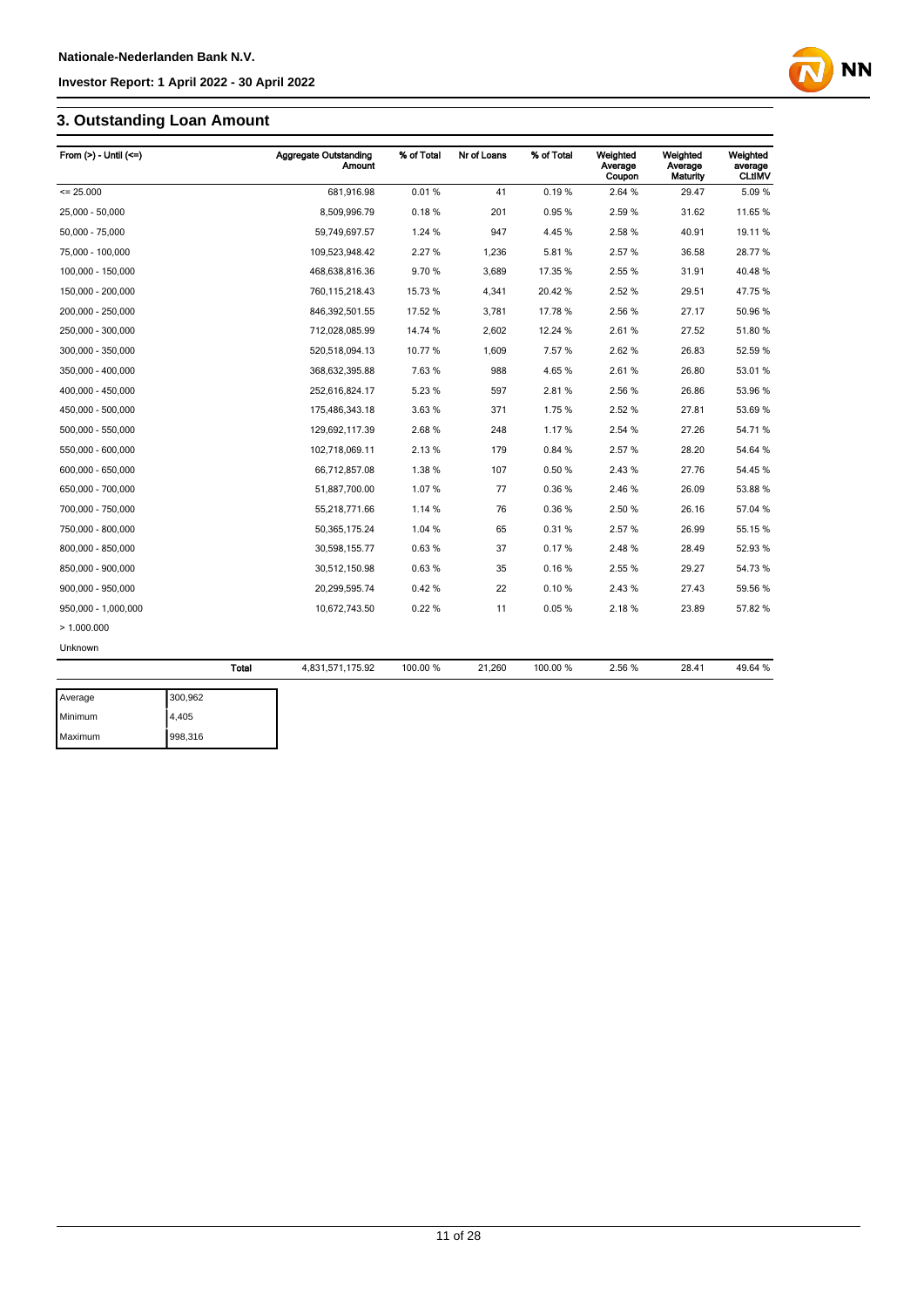## 3. Outstanding Loan Amount

| From (>) - Until (<=) | Aggregate Outstanding Amount | % of Total | Nr of Loans | % of Total | Weighted Average Coupon | Weighted Average Maturity | Weighted average CLtIMV |
|---|---|---|---|---|---|---|---|
| <= 25.000 | 681,916.98 | 0.01 % | 41 | 0.19 % | 2.64 % | 29.47 | 5.09 % |
| 25,000 - 50,000 | 8,509,996.79 | 0.18 % | 201 | 0.95 % | 2.59 % | 31.62 | 11.65 % |
| 50,000 - 75,000 | 59,749,697.57 | 1.24 % | 947 | 4.45 % | 2.58 % | 40.91 | 19.11 % |
| 75,000 - 100,000 | 109,523,948.42 | 2.27 % | 1,236 | 5.81 % | 2.57 % | 36.58 | 28.77 % |
| 100,000 - 150,000 | 468,638,816.36 | 9.70 % | 3,689 | 17.35 % | 2.55 % | 31.91 | 40.48 % |
| 150,000 - 200,000 | 760,115,218.43 | 15.73 % | 4,341 | 20.42 % | 2.52 % | 29.51 | 47.75 % |
| 200,000 - 250,000 | 846,392,501.55 | 17.52 % | 3,781 | 17.78 % | 2.56 % | 27.17 | 50.96 % |
| 250,000 - 300,000 | 712,028,085.99 | 14.74 % | 2,602 | 12.24 % | 2.61 % | 27.52 | 51.80 % |
| 300,000 - 350,000 | 520,518,094.13 | 10.77 % | 1,609 | 7.57 % | 2.62 % | 26.83 | 52.59 % |
| 350,000 - 400,000 | 368,632,395.88 | 7.63 % | 988 | 4.65 % | 2.61 % | 26.80 | 53.01 % |
| 400,000 - 450,000 | 252,616,824.17 | 5.23 % | 597 | 2.81 % | 2.56 % | 26.86 | 53.96 % |
| 450,000 - 500,000 | 175,486,343.18 | 3.63 % | 371 | 1.75 % | 2.52 % | 27.81 | 53.69 % |
| 500,000 - 550,000 | 129,692,117.39 | 2.68 % | 248 | 1.17 % | 2.54 % | 27.26 | 54.71 % |
| 550,000 - 600,000 | 102,718,069.11 | 2.13 % | 179 | 0.84 % | 2.57 % | 28.20 | 54.64 % |
| 600,000 - 650,000 | 66,712,857.08 | 1.38 % | 107 | 0.50 % | 2.43 % | 27.76 | 54.45 % |
| 650,000 - 700,000 | 51,887,700.00 | 1.07 % | 77 | 0.36 % | 2.46 % | 26.09 | 53.88 % |
| 700,000 - 750,000 | 55,218,771.66 | 1.14 % | 76 | 0.36 % | 2.50 % | 26.16 | 57.04 % |
| 750,000 - 800,000 | 50,365,175.24 | 1.04 % | 65 | 0.31 % | 2.57 % | 26.99 | 55.15 % |
| 800,000 - 850,000 | 30,598,155.77 | 0.63 % | 37 | 0.17 % | 2.48 % | 28.49 | 52.93 % |
| 850,000 - 900,000 | 30,512,150.98 | 0.63 % | 35 | 0.16 % | 2.55 % | 29.27 | 54.73 % |
| 900,000 - 950,000 | 20,299,595.74 | 0.42 % | 22 | 0.10 % | 2.43 % | 27.43 | 59.56 % |
| 950,000 - 1,000,000 | 10,672,743.50 | 0.22 % | 11 | 0.05 % | 2.18 % | 23.89 | 57.82 % |
| > 1.000.000 | | | | | | | |
| Unknown | | | | | | | |
| Total | 4,831,571,175.92 | 100.00 % | 21,260 | 100.00 % | 2.56 % | 28.41 | 49.64 % |

| | |
|---|---|
| Average | 300,962 |
| Minimum | 4,405 |
| Maximum | 998,316 |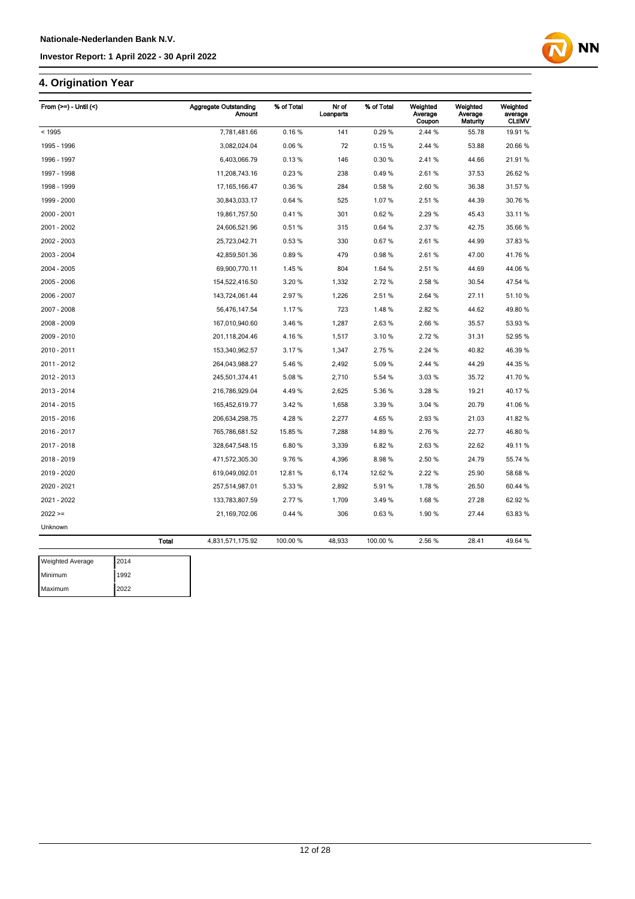## 4. Origination Year

| From (>=) - Until (<) | | Aggregate Outstanding Amount | % of Total | Nr of Loanparts | % of Total | Weighted Average Coupon | Weighted Average Maturity | Weighted average CLtIMV |
|---|---|---|---|---|---|---|---|---|
| < 1995 | | 7,781,481.66 | 0.16 % | 141 | 0.29 % | 2.44 % | 55.78 | 19.91 % |
| 1995 - 1996 | | 3,082,024.04 | 0.06 % | 72 | 0.15 % | 2.44 % | 53.88 | 20.66 % |
| 1996 - 1997 | | 6,403,066.79 | 0.13 % | 146 | 0.30 % | 2.41 % | 44.66 | 21.91 % |
| 1997 - 1998 | | 11,208,743.16 | 0.23 % | 238 | 0.49 % | 2.61 % | 37.53 | 26.62 % |
| 1998 - 1999 | | 17,165,166.47 | 0.36 % | 284 | 0.58 % | 2.60 % | 36.38 | 31.57 % |
| 1999 - 2000 | | 30,843,033.17 | 0.64 % | 525 | 1.07 % | 2.51 % | 44.39 | 30.76 % |
| 2000 - 2001 | | 19,861,757.50 | 0.41 % | 301 | 0.62 % | 2.29 % | 45.43 | 33.11 % |
| 2001 - 2002 | | 24,606,521.96 | 0.51 % | 315 | 0.64 % | 2.37 % | 42.75 | 35.66 % |
| 2002 - 2003 | | 25,723,042.71 | 0.53 % | 330 | 0.67 % | 2.61 % | 44.99 | 37.83 % |
| 2003 - 2004 | | 42,859,501.36 | 0.89 % | 479 | 0.98 % | 2.61 % | 47.00 | 41.76 % |
| 2004 - 2005 | | 69,900,770.11 | 1.45 % | 804 | 1.64 % | 2.51 % | 44.69 | 44.06 % |
| 2005 - 2006 | | 154,522,416.50 | 3.20 % | 1,332 | 2.72 % | 2.58 % | 30.54 | 47.54 % |
| 2006 - 2007 | | 143,724,061.44 | 2.97 % | 1,226 | 2.51 % | 2.64 % | 27.11 | 51.10 % |
| 2007 - 2008 | | 56,476,147.54 | 1.17 % | 723 | 1.48 % | 2.82 % | 44.62 | 49.80 % |
| 2008 - 2009 | | 167,010,940.60 | 3.46 % | 1,287 | 2.63 % | 2.66 % | 35.57 | 53.93 % |
| 2009 - 2010 | | 201,118,204.46 | 4.16 % | 1,517 | 3.10 % | 2.72 % | 31.31 | 52.95 % |
| 2010 - 2011 | | 153,340,962.57 | 3.17 % | 1,347 | 2.75 % | 2.24 % | 40.82 | 46.39 % |
| 2011 - 2012 | | 264,043,988.27 | 5.46 % | 2,492 | 5.09 % | 2.44 % | 44.29 | 44.35 % |
| 2012 - 2013 | | 245,501,374.41 | 5.08 % | 2,710 | 5.54 % | 3.03 % | 35.72 | 41.70 % |
| 2013 - 2014 | | 216,786,929.04 | 4.49 % | 2,625 | 5.36 % | 3.28 % | 19.21 | 40.17 % |
| 2014 - 2015 | | 165,452,619.77 | 3.42 % | 1,658 | 3.39 % | 3.04 % | 20.79 | 41.06 % |
| 2015 - 2016 | | 206,634,298.75 | 4.28 % | 2,277 | 4.65 % | 2.93 % | 21.03 | 41.82 % |
| 2016 - 2017 | | 765,786,681.52 | 15.85 % | 7,288 | 14.89 % | 2.76 % | 22.77 | 46.80 % |
| 2017 - 2018 | | 328,647,548.15 | 6.80 % | 3,339 | 6.82 % | 2.63 % | 22.62 | 49.11 % |
| 2018 - 2019 | | 471,572,305.30 | 9.76 % | 4,396 | 8.98 % | 2.50 % | 24.79 | 55.74 % |
| 2019 - 2020 | | 619,049,092.01 | 12.81 % | 6,174 | 12.62 % | 2.22 % | 25.90 | 58.68 % |
| 2020 - 2021 | | 257,514,987.01 | 5.33 % | 2,892 | 5.91 % | 1.78 % | 26.50 | 60.44 % |
| 2021 - 2022 | | 133,783,807.59 | 2.77 % | 1,709 | 3.49 % | 1.68 % | 27.28 | 62.92 % |
| 2022 >= | | 21,169,702.06 | 0.44 % | 306 | 0.63 % | 1.90 % | 27.44 | 63.83 % |
| Unknown | | | | | | | | |
| | **Total** | 4,831,571,175.92 | 100.00 % | 48,933 | 100.00 % | 2.56 % | 28.41 | 49.64 % |

| Weighted Average | 2014 |
|---|---|
| Minimum | 1992 |
| Maximum | 2022 |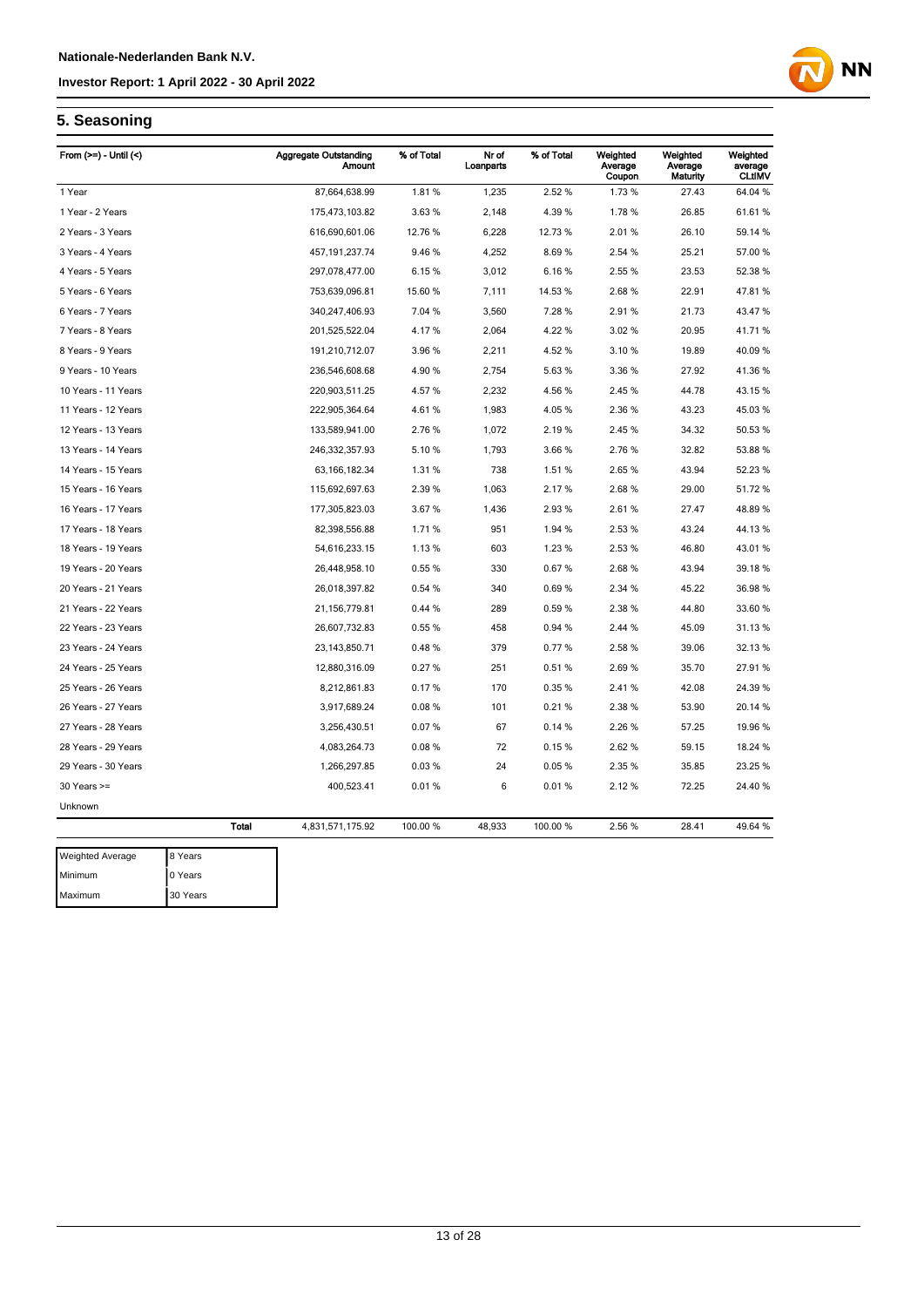## 5. Seasoning

| From (>=) - Until (<) | | Aggregate Outstanding Amount | % of Total | Nr of Loanparts | % of Total | Weighted Average Coupon | Weighted Average Maturity | Weighted average CLtIMV |
|---|---|---|---|---|---|---|---|---|
| 1 Year | | 87,664,638.99 | 1.81 % | 1,235 | 2.52 % | 1.73 % | 27.43 | 64.04 % |
| 1 Year - 2 Years | | 175,473,103.82 | 3.63 % | 2,148 | 4.39 % | 1.78 % | 26.85 | 61.61 % |
| 2 Years - 3 Years | | 616,690,601.06 | 12.76 % | 6,228 | 12.73 % | 2.01 % | 26.10 | 59.14 % |
| 3 Years - 4 Years | | 457,191,237.74 | 9.46 % | 4,252 | 8.69 % | 2.54 % | 25.21 | 57.00 % |
| 4 Years - 5 Years | | 297,078,477.00 | 6.15 % | 3,012 | 6.16 % | 2.55 % | 23.53 | 52.38 % |
| 5 Years - 6 Years | | 753,639,096.81 | 15.60 % | 7,111 | 14.53 % | 2.68 % | 22.91 | 47.81 % |
| 6 Years - 7 Years | | 340,247,406.93 | 7.04 % | 3,560 | 7.28 % | 2.91 % | 21.73 | 43.47 % |
| 7 Years - 8 Years | | 201,525,522.04 | 4.17 % | 2,064 | 4.22 % | 3.02 % | 20.95 | 41.71 % |
| 8 Years - 9 Years | | 191,210,712.07 | 3.96 % | 2,211 | 4.52 % | 3.10 % | 19.89 | 40.09 % |
| 9 Years - 10 Years | | 236,546,608.68 | 4.90 % | 2,754 | 5.63 % | 3.36 % | 27.92 | 41.36 % |
| 10 Years - 11 Years | | 220,903,511.25 | 4.57 % | 2,232 | 4.56 % | 2.45 % | 44.78 | 43.15 % |
| 11 Years - 12 Years | | 222,905,364.64 | 4.61 % | 1,983 | 4.05 % | 2.36 % | 43.23 | 45.03 % |
| 12 Years - 13 Years | | 133,589,941.00 | 2.76 % | 1,072 | 2.19 % | 2.45 % | 34.32 | 50.53 % |
| 13 Years - 14 Years | | 246,332,357.93 | 5.10 % | 1,793 | 3.66 % | 2.76 % | 32.82 | 53.88 % |
| 14 Years - 15 Years | | 63,166,182.34 | 1.31 % | 738 | 1.51 % | 2.65 % | 43.94 | 52.23 % |
| 15 Years - 16 Years | | 115,692,697.63 | 2.39 % | 1,063 | 2.17 % | 2.68 % | 29.00 | 51.72 % |
| 16 Years - 17 Years | | 177,305,823.03 | 3.67 % | 1,436 | 2.93 % | 2.61 % | 27.47 | 48.89 % |
| 17 Years - 18 Years | | 82,398,556.88 | 1.71 % | 951 | 1.94 % | 2.53 % | 43.24 | 44.13 % |
| 18 Years - 19 Years | | 54,616,233.15 | 1.13 % | 603 | 1.23 % | 2.53 % | 46.80 | 43.01 % |
| 19 Years - 20 Years | | 26,448,958.10 | 0.55 % | 330 | 0.67 % | 2.68 % | 43.94 | 39.18 % |
| 20 Years - 21 Years | | 26,018,397.82 | 0.54 % | 340 | 0.69 % | 2.34 % | 45.22 | 36.98 % |
| 21 Years - 22 Years | | 21,156,779.81 | 0.44 % | 289 | 0.59 % | 2.38 % | 44.80 | 33.60 % |
| 22 Years - 23 Years | | 26,607,732.83 | 0.55 % | 458 | 0.94 % | 2.44 % | 45.09 | 31.13 % |
| 23 Years - 24 Years | | 23,143,850.71 | 0.48 % | 379 | 0.77 % | 2.58 % | 39.06 | 32.13 % |
| 24 Years - 25 Years | | 12,880,316.09 | 0.27 % | 251 | 0.51 % | 2.69 % | 35.70 | 27.91 % |
| 25 Years - 26 Years | | 8,212,861.83 | 0.17 % | 170 | 0.35 % | 2.41 % | 42.08 | 24.39 % |
| 26 Years - 27 Years | | 3,917,689.24 | 0.08 % | 101 | 0.21 % | 2.38 % | 53.90 | 20.14 % |
| 27 Years - 28 Years | | 3,256,430.51 | 0.07 % | 67 | 0.14 % | 2.26 % | 57.25 | 19.96 % |
| 28 Years - 29 Years | | 4,083,264.73 | 0.08 % | 72 | 0.15 % | 2.62 % | 59.15 | 18.24 % |
| 29 Years - 30 Years | | 1,266,297.85 | 0.03 % | 24 | 0.05 % | 2.35 % | 35.85 | 23.25 % |
| 30 Years >= | | 400,523.41 | 0.01 % | 6 | 0.01 % | 2.12 % | 72.25 | 24.40 % |
| Unknown | | | | | | | | |
| | **Total** | 4,831,571,175.92 | 100.00 % | 48,933 | 100.00 % | 2.56 % | 28.41 | 49.64 % |

| Weighted Average | 8 Years |
|---|---|
| Minimum | 0 Years |
| Maximum | 30 Years |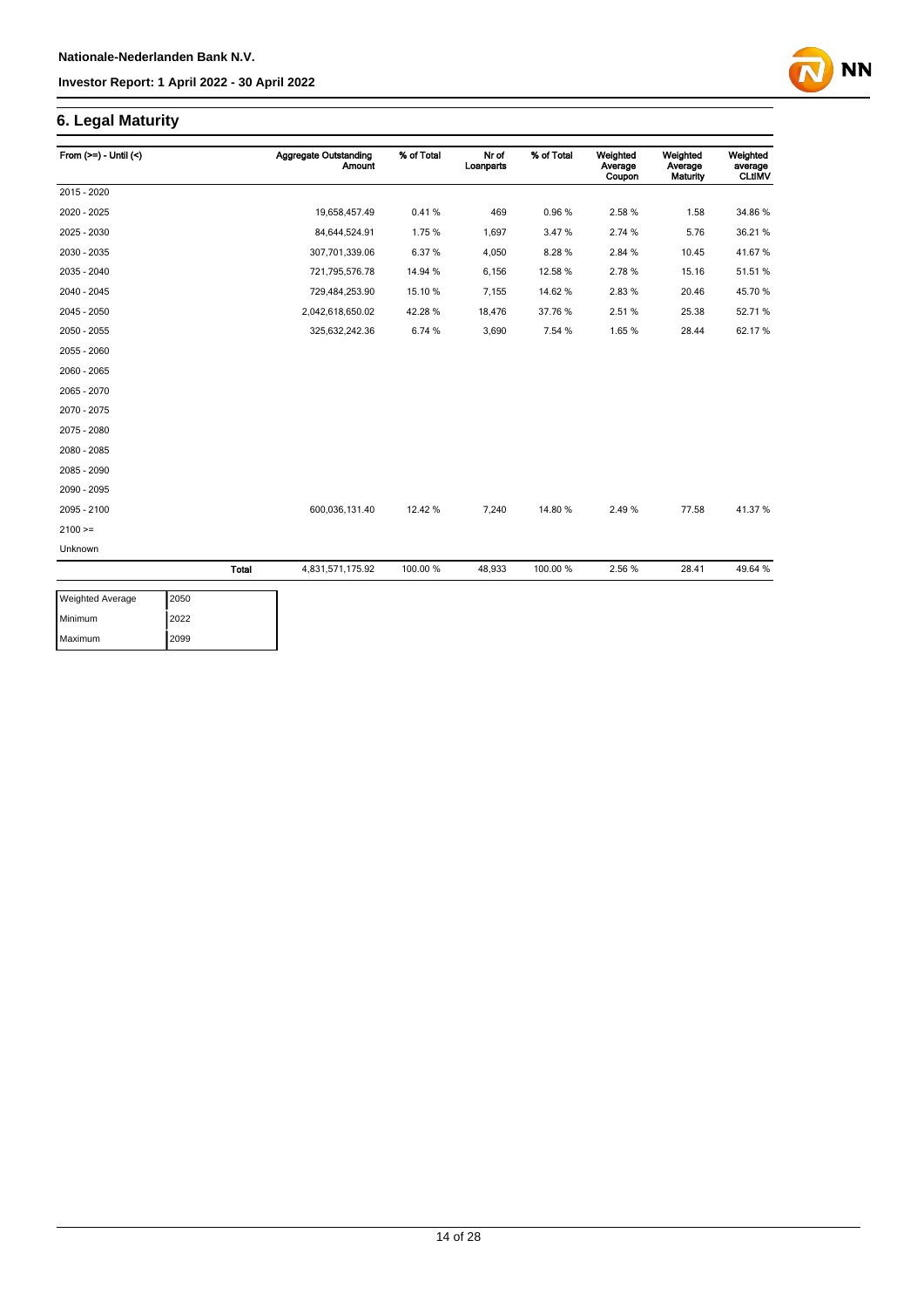## 6. Legal Maturity

| From (>=) - Until (<) | | Aggregate Outstanding Amount | % of Total | Nr of Loanparts | % of Total | Weighted Average Coupon | Weighted Average Maturity | Weighted average CLtIMV |
|---|---|---|---|---|---|---|---|---|
| 2015 - 2020 | | | | | | | | |
| 2020 - 2025 | | 19,658,457.49 | 0.41 % | 469 | 0.96 % | 2.58 % | 1.58 | 34.86 % |
| 2025 - 2030 | | 84,644,524.91 | 1.75 % | 1,697 | 3.47 % | 2.74 % | 5.76 | 36.21 % |
| 2030 - 2035 | | 307,701,339.06 | 6.37 % | 4,050 | 8.28 % | 2.84 % | 10.45 | 41.67 % |
| 2035 - 2040 | | 721,795,576.78 | 14.94 % | 6,156 | 12.58 % | 2.78 % | 15.16 | 51.51 % |
| 2040 - 2045 | | 729,484,253.90 | 15.10 % | 7,155 | 14.62 % | 2.83 % | 20.46 | 45.70 % |
| 2045 - 2050 | | 2,042,618,650.02 | 42.28 % | 18,476 | 37.76 % | 2.51 % | 25.38 | 52.71 % |
| 2050 - 2055 | | 325,632,242.36 | 6.74 % | 3,690 | 7.54 % | 1.65 % | 28.44 | 62.17 % |
| 2055 - 2060 | | | | | | | | |
| 2060 - 2065 | | | | | | | | |
| 2065 - 2070 | | | | | | | | |
| 2070 - 2075 | | | | | | | | |
| 2075 - 2080 | | | | | | | | |
| 2080 - 2085 | | | | | | | | |
| 2085 - 2090 | | | | | | | | |
| 2090 - 2095 | | | | | | | | |
| 2095 - 2100 | | 600,036,131.40 | 12.42 % | 7,240 | 14.80 % | 2.49 % | 77.58 | 41.37 % |
| 2100 >= | | | | | | | | |
| Unknown | | | | | | | | |
| | **Total** | 4,831,571,175.92 | 100.00 % | 48,933 | 100.00 % | 2.56 % | 28.41 | 49.64 % |

| | |
|---|---|
| Weighted Average | 2050 |
| Minimum | 2022 |
| Maximum | 2099 |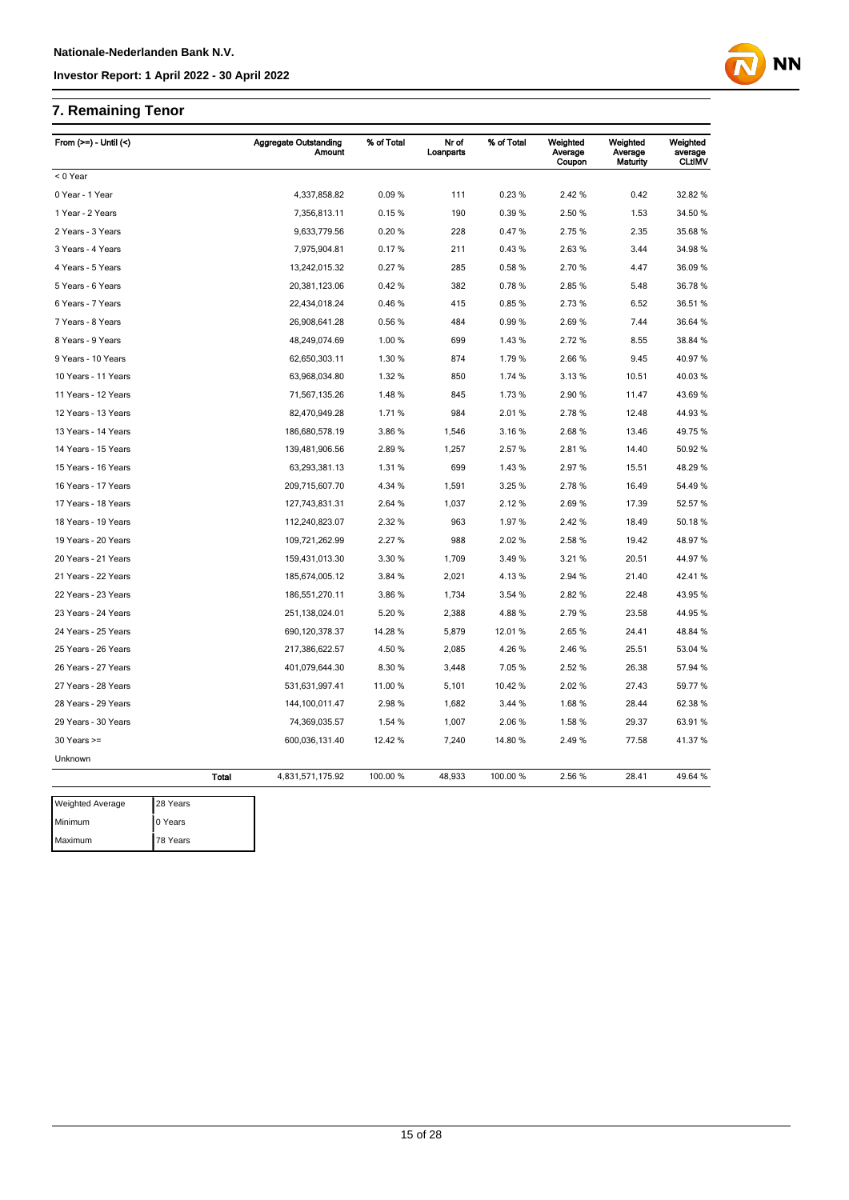## 7. Remaining Tenor

| From (>=) - Until (<) | Aggregate Outstanding Amount | % of Total | Nr of Loanparts | % of Total | Weighted Average Coupon | Weighted Average Maturity | Weighted average CLtIMV |
|---|---|---|---|---|---|---|---|
| < 0 Year | | | | | | | |
| 0 Year - 1 Year | 4,337,858.82 | 0.09 % | 111 | 0.23 % | 2.42 % | 0.42 | 32.82 % |
| 1 Year - 2 Years | 7,356,813.11 | 0.15 % | 190 | 0.39 % | 2.50 % | 1.53 | 34.50 % |
| 2 Years - 3 Years | 9,633,779.56 | 0.20 % | 228 | 0.47 % | 2.75 % | 2.35 | 35.68 % |
| 3 Years - 4 Years | 7,975,904.81 | 0.17 % | 211 | 0.43 % | 2.63 % | 3.44 | 34.98 % |
| 4 Years - 5 Years | 13,242,015.32 | 0.27 % | 285 | 0.58 % | 2.70 % | 4.47 | 36.09 % |
| 5 Years - 6 Years | 20,381,123.06 | 0.42 % | 382 | 0.78 % | 2.85 % | 5.48 | 36.78 % |
| 6 Years - 7 Years | 22,434,018.24 | 0.46 % | 415 | 0.85 % | 2.73 % | 6.52 | 36.51 % |
| 7 Years - 8 Years | 26,908,641.28 | 0.56 % | 484 | 0.99 % | 2.69 % | 7.44 | 36.64 % |
| 8 Years - 9 Years | 48,249,074.69 | 1.00 % | 699 | 1.43 % | 2.72 % | 8.55 | 38.84 % |
| 9 Years - 10 Years | 62,650,303.11 | 1.30 % | 874 | 1.79 % | 2.66 % | 9.45 | 40.97 % |
| 10 Years - 11 Years | 63,968,034.80 | 1.32 % | 850 | 1.74 % | 3.13 % | 10.51 | 40.03 % |
| 11 Years - 12 Years | 71,567,135.26 | 1.48 % | 845 | 1.73 % | 2.90 % | 11.47 | 43.69 % |
| 12 Years - 13 Years | 82,470,949.28 | 1.71 % | 984 | 2.01 % | 2.78 % | 12.48 | 44.93 % |
| 13 Years - 14 Years | 186,680,578.19 | 3.86 % | 1,546 | 3.16 % | 2.68 % | 13.46 | 49.75 % |
| 14 Years - 15 Years | 139,481,906.56 | 2.89 % | 1,257 | 2.57 % | 2.81 % | 14.40 | 50.92 % |
| 15 Years - 16 Years | 63,293,381.13 | 1.31 % | 699 | 1.43 % | 2.97 % | 15.51 | 48.29 % |
| 16 Years - 17 Years | 209,715,607.70 | 4.34 % | 1,591 | 3.25 % | 2.78 % | 16.49 | 54.49 % |
| 17 Years - 18 Years | 127,743,831.31 | 2.64 % | 1,037 | 2.12 % | 2.69 % | 17.39 | 52.57 % |
| 18 Years - 19 Years | 112,240,823.07 | 2.32 % | 963 | 1.97 % | 2.42 % | 18.49 | 50.18 % |
| 19 Years - 20 Years | 109,721,262.99 | 2.27 % | 988 | 2.02 % | 2.58 % | 19.42 | 48.97 % |
| 20 Years - 21 Years | 159,431,013.30 | 3.30 % | 1,709 | 3.49 % | 3.21 % | 20.51 | 44.97 % |
| 21 Years - 22 Years | 185,674,005.12 | 3.84 % | 2,021 | 4.13 % | 2.94 % | 21.40 | 42.41 % |
| 22 Years - 23 Years | 186,551,270.11 | 3.86 % | 1,734 | 3.54 % | 2.82 % | 22.48 | 43.95 % |
| 23 Years - 24 Years | 251,138,024.01 | 5.20 % | 2,388 | 4.88 % | 2.79 % | 23.58 | 44.95 % |
| 24 Years - 25 Years | 690,120,378.37 | 14.28 % | 5,879 | 12.01 % | 2.65 % | 24.41 | 48.84 % |
| 25 Years - 26 Years | 217,386,622.57 | 4.50 % | 2,085 | 4.26 % | 2.46 % | 25.51 | 53.04 % |
| 26 Years - 27 Years | 401,079,644.30 | 8.30 % | 3,448 | 7.05 % | 2.52 % | 26.38 | 57.94 % |
| 27 Years - 28 Years | 531,631,997.41 | 11.00 % | 5,101 | 10.42 % | 2.02 % | 27.43 | 59.77 % |
| 28 Years - 29 Years | 144,100,011.47 | 2.98 % | 1,682 | 3.44 % | 1.68 % | 28.44 | 62.38 % |
| 29 Years - 30 Years | 74,369,035.57 | 1.54 % | 1,007 | 2.06 % | 1.58 % | 29.37 | 63.91 % |
| 30 Years >= | 600,036,131.40 | 12.42 % | 7,240 | 14.80 % | 2.49 % | 77.58 | 41.37 % |
| Unknown | | | | | | | |
| **Total** | 4,831,571,175.92 | 100.00 % | 48,933 | 100.00 % | 2.56 % | 28.41 | 49.64 % |

| | |
|---|---|
| Weighted Average | 28 Years |
| Minimum | 0 Years |
| Maximum | 78 Years |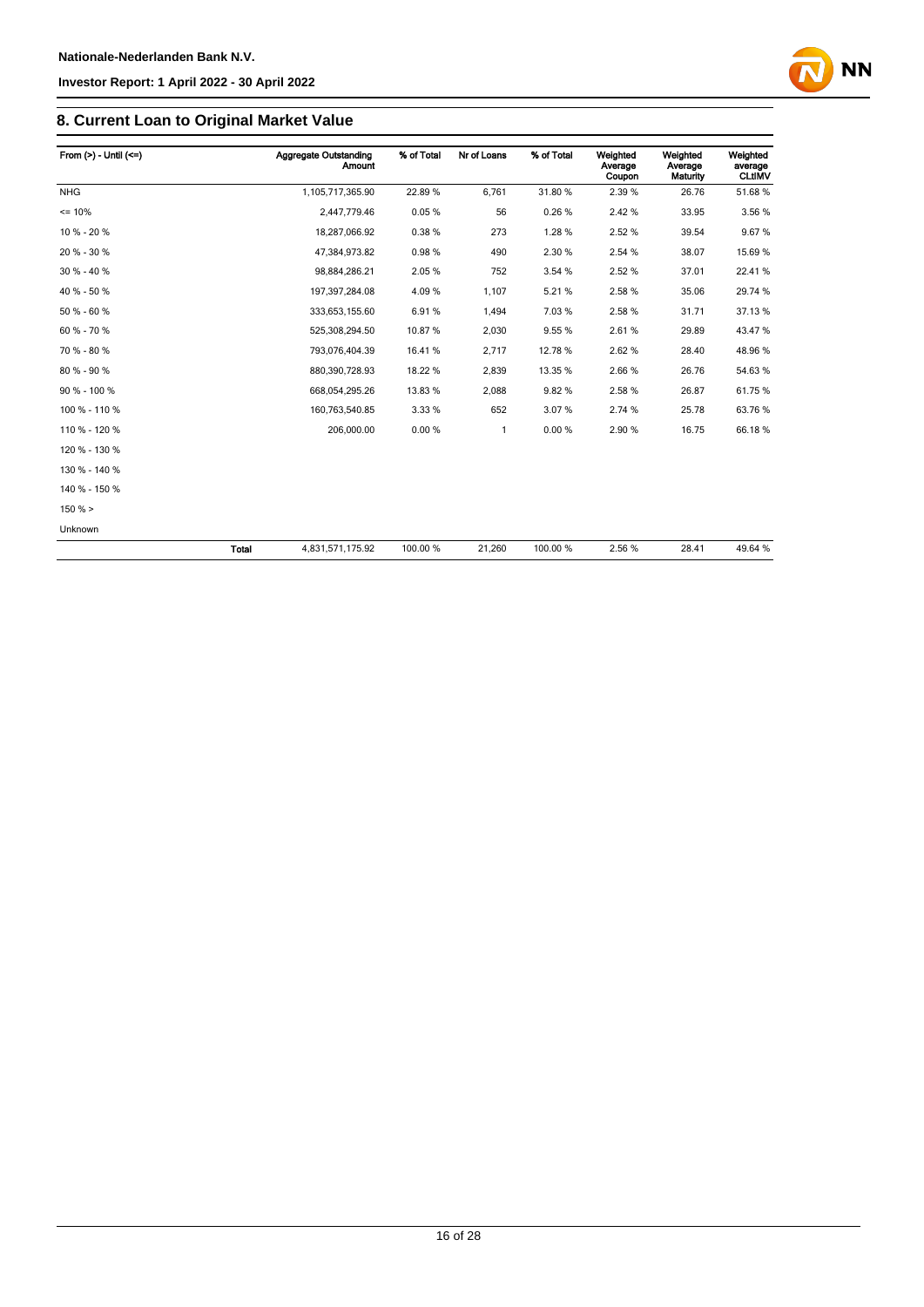## 8. Current Loan to Original Market Value

| From (>) - Until (<=) | | Aggregate Outstanding Amount | % of Total | Nr of Loans | % of Total | Weighted Average Coupon | Weighted Average Maturity | Weighted average CLtIMV |
|---|---|---|---|---|---|---|---|---|
| NHG | | 1,105,717,365.90 | 22.89 % | 6,761 | 31.80 % | 2.39 % | 26.76 | 51.68 % |
| <= 10% | | 2,447,779.46 | 0.05 % | 56 | 0.26 % | 2.42 % | 33.95 | 3.56 % |
| 10 % - 20 % | | 18,287,066.92 | 0.38 % | 273 | 1.28 % | 2.52 % | 39.54 | 9.67 % |
| 20 % - 30 % | | 47,384,973.82 | 0.98 % | 490 | 2.30 % | 2.54 % | 38.07 | 15.69 % |
| 30 % - 40 % | | 98,884,286.21 | 2.05 % | 752 | 3.54 % | 2.52 % | 37.01 | 22.41 % |
| 40 % - 50 % | | 197,397,284.08 | 4.09 % | 1,107 | 5.21 % | 2.58 % | 35.06 | 29.74 % |
| 50 % - 60 % | | 333,653,155.60 | 6.91 % | 1,494 | 7.03 % | 2.58 % | 31.71 | 37.13 % |
| 60 % - 70 % | | 525,308,294.50 | 10.87 % | 2,030 | 9.55 % | 2.61 % | 29.89 | 43.47 % |
| 70 % - 80 % | | 793,076,404.39 | 16.41 % | 2,717 | 12.78 % | 2.62 % | 28.40 | 48.96 % |
| 80 % - 90 % | | 880,390,728.93 | 18.22 % | 2,839 | 13.35 % | 2.66 % | 26.76 | 54.63 % |
| 90 % - 100 % | | 668,054,295.26 | 13.83 % | 2,088 | 9.82 % | 2.58 % | 26.87 | 61.75 % |
| 100 % - 110 % | | 160,763,540.85 | 3.33 % | 652 | 3.07 % | 2.74 % | 25.78 | 63.76 % |
| 110 % - 120 % | | 206,000.00 | 0.00 % | 1 | 0.00 % | 2.90 % | 16.75 | 66.18 % |
| 120 % - 130 % | | | | | | | | |
| 130 % - 140 % | | | | | | | | |
| 140 % - 150 % | | | | | | | | |
| 150 % > | | | | | | | | |
| Unknown | | | | | | | | |
| | **Total** | 4,831,571,175.92 | 100.00 % | 21,260 | 100.00 % | 2.56 % | 28.41 | 49.64 % |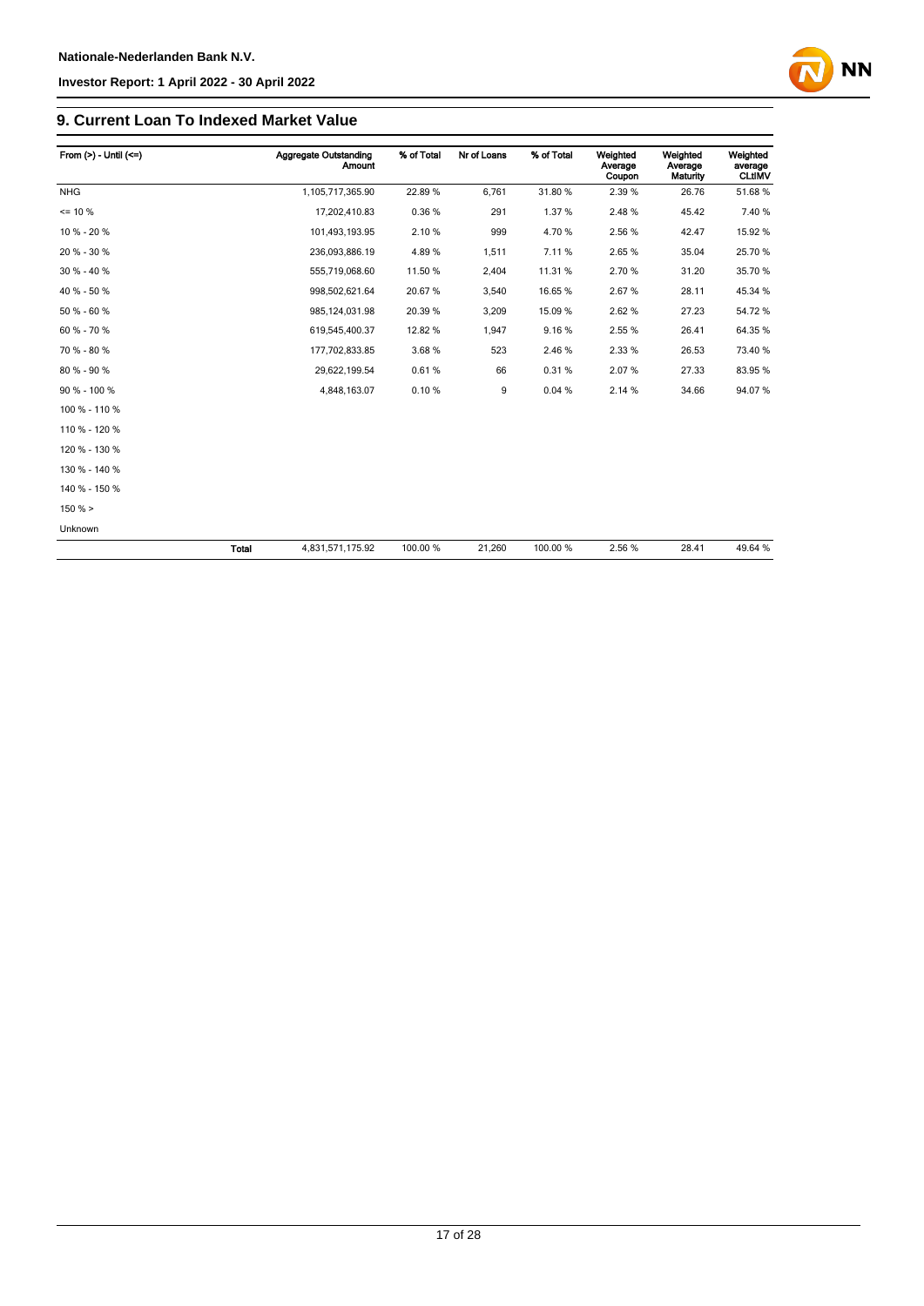## 9. Current Loan To Indexed Market Value

| From (>) - Until (<=) | | Aggregate Outstanding Amount | % of Total | Nr of Loans | % of Total | Weighted Average Coupon | Weighted Average Maturity | Weighted average CLtIMV |
|---|---|---|---|---|---|---|---|---|
| NHG | | 1,105,717,365.90 | 22.89 % | 6,761 | 31.80 % | 2.39 % | 26.76 | 51.68 % |
| <= 10 % | | 17,202,410.83 | 0.36 % | 291 | 1.37 % | 2.48 % | 45.42 | 7.40 % |
| 10 % - 20 % | | 101,493,193.95 | 2.10 % | 999 | 4.70 % | 2.56 % | 42.47 | 15.92 % |
| 20 % - 30 % | | 236,093,886.19 | 4.89 % | 1,511 | 7.11 % | 2.65 % | 35.04 | 25.70 % |
| 30 % - 40 % | | 555,719,068.60 | 11.50 % | 2,404 | 11.31 % | 2.70 % | 31.20 | 35.70 % |
| 40 % - 50 % | | 998,502,621.64 | 20.67 % | 3,540 | 16.65 % | 2.67 % | 28.11 | 45.34 % |
| 50 % - 60 % | | 985,124,031.98 | 20.39 % | 3,209 | 15.09 % | 2.62 % | 27.23 | 54.72 % |
| 60 % - 70 % | | 619,545,400.37 | 12.82 % | 1,947 | 9.16 % | 2.55 % | 26.41 | 64.35 % |
| 70 % - 80 % | | 177,702,833.85 | 3.68 % | 523 | 2.46 % | 2.33 % | 26.53 | 73.40 % |
| 80 % - 90 % | | 29,622,199.54 | 0.61 % | 66 | 0.31 % | 2.07 % | 27.33 | 83.95 % |
| 90 % - 100 % | | 4,848,163.07 | 0.10 % | 9 | 0.04 % | 2.14 % | 34.66 | 94.07 % |
| 100 % - 110 % | | | | | | | | |
| 110 % - 120 % | | | | | | | | |
| 120 % - 130 % | | | | | | | | |
| 130 % - 140 % | | | | | | | | |
| 140 % - 150 % | | | | | | | | |
| 150 % > | | | | | | | | |
| Unknown | | | | | | | | |
| | **Total** | 4,831,571,175.92 | 100.00 % | 21,260 | 100.00 % | 2.56 % | 28.41 | 49.64 % |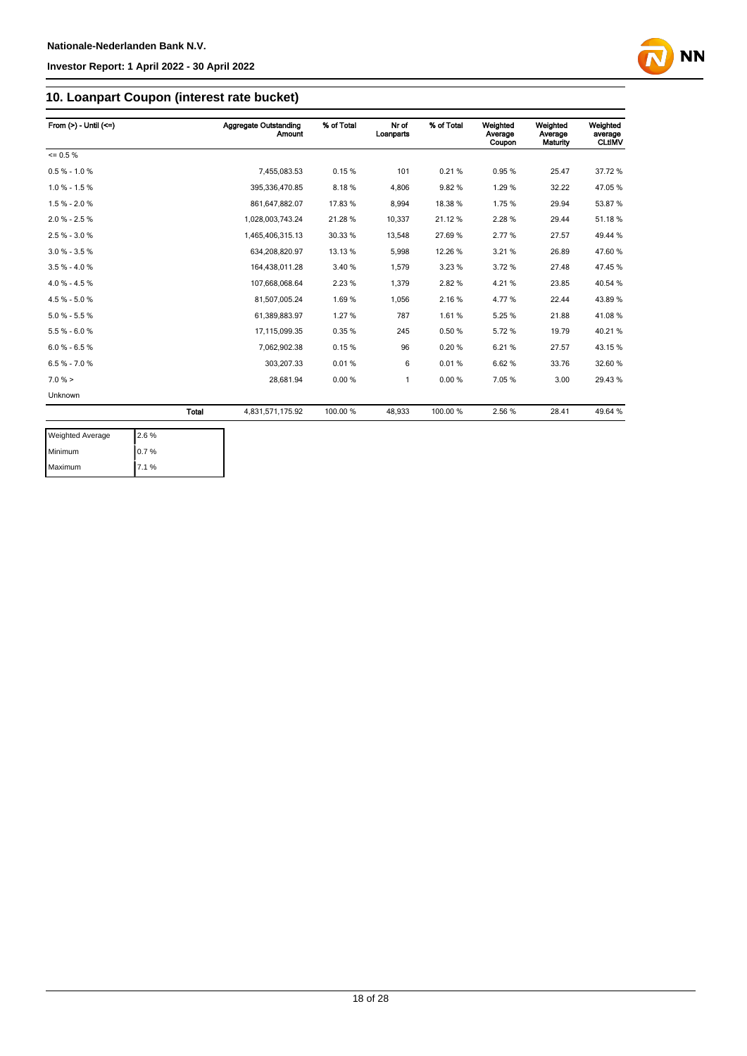## 10. Loanpart Coupon (interest rate bucket)

| From (>) - Until (<=) | Aggregate Outstanding Amount | % of Total | Nr of Loanparts | % of Total | Weighted Average Coupon | Weighted Average Maturity | Weighted average CLtIMV |
|---|---|---|---|---|---|---|---|
| <= 0.5 % | | | | | | | |
| 0.5 % - 1.0 % | 7,455,083.53 | 0.15 % | 101 | 0.21 % | 0.95 % | 25.47 | 37.72 % |
| 1.0 % - 1.5 % | 395,336,470.85 | 8.18 % | 4,806 | 9.82 % | 1.29 % | 32.22 | 47.05 % |
| 1.5 % - 2.0 % | 861,647,882.07 | 17.83 % | 8,994 | 18.38 % | 1.75 % | 29.94 | 53.87 % |
| 2.0 % - 2.5 % | 1,028,003,743.24 | 21.28 % | 10,337 | 21.12 % | 2.28 % | 29.44 | 51.18 % |
| 2.5 % - 3.0 % | 1,465,406,315.13 | 30.33 % | 13,548 | 27.69 % | 2.77 % | 27.57 | 49.44 % |
| 3.0 % - 3.5 % | 634,208,820.97 | 13.13 % | 5,998 | 12.26 % | 3.21 % | 26.89 | 47.60 % |
| 3.5 % - 4.0 % | 164,438,011.28 | 3.40 % | 1,579 | 3.23 % | 3.72 % | 27.48 | 47.45 % |
| 4.0 % - 4.5 % | 107,668,068.64 | 2.23 % | 1,379 | 2.82 % | 4.21 % | 23.85 | 40.54 % |
| 4.5 % - 5.0 % | 81,507,005.24 | 1.69 % | 1,056 | 2.16 % | 4.77 % | 22.44 | 43.89 % |
| 5.0 % - 5.5 % | 61,389,883.97 | 1.27 % | 787 | 1.61 % | 5.25 % | 21.88 | 41.08 % |
| 5.5 % - 6.0 % | 17,115,099.35 | 0.35 % | 245 | 0.50 % | 5.72 % | 19.79 | 40.21 % |
| 6.0 % - 6.5 % | 7,062,902.38 | 0.15 % | 96 | 0.20 % | 6.21 % | 27.57 | 43.15 % |
| 6.5 % - 7.0 % | 303,207.33 | 0.01 % | 6 | 0.01 % | 6.62 % | 33.76 | 32.60 % |
| 7.0 % > | 28,681.94 | 0.00 % | 1 | 0.00 % | 7.05 % | 3.00 | 29.43 % |
| Unknown | | | | | | | |
| **Total** | 4,831,571,175.92 | 100.00 % | 48,933 | 100.00 % | 2.56 % | 28.41 | 49.64 % |

| | |
|---|---|
| Weighted Average | 2.6 % |
| Minimum | 0.7 % |
| Maximum | 7.1 % |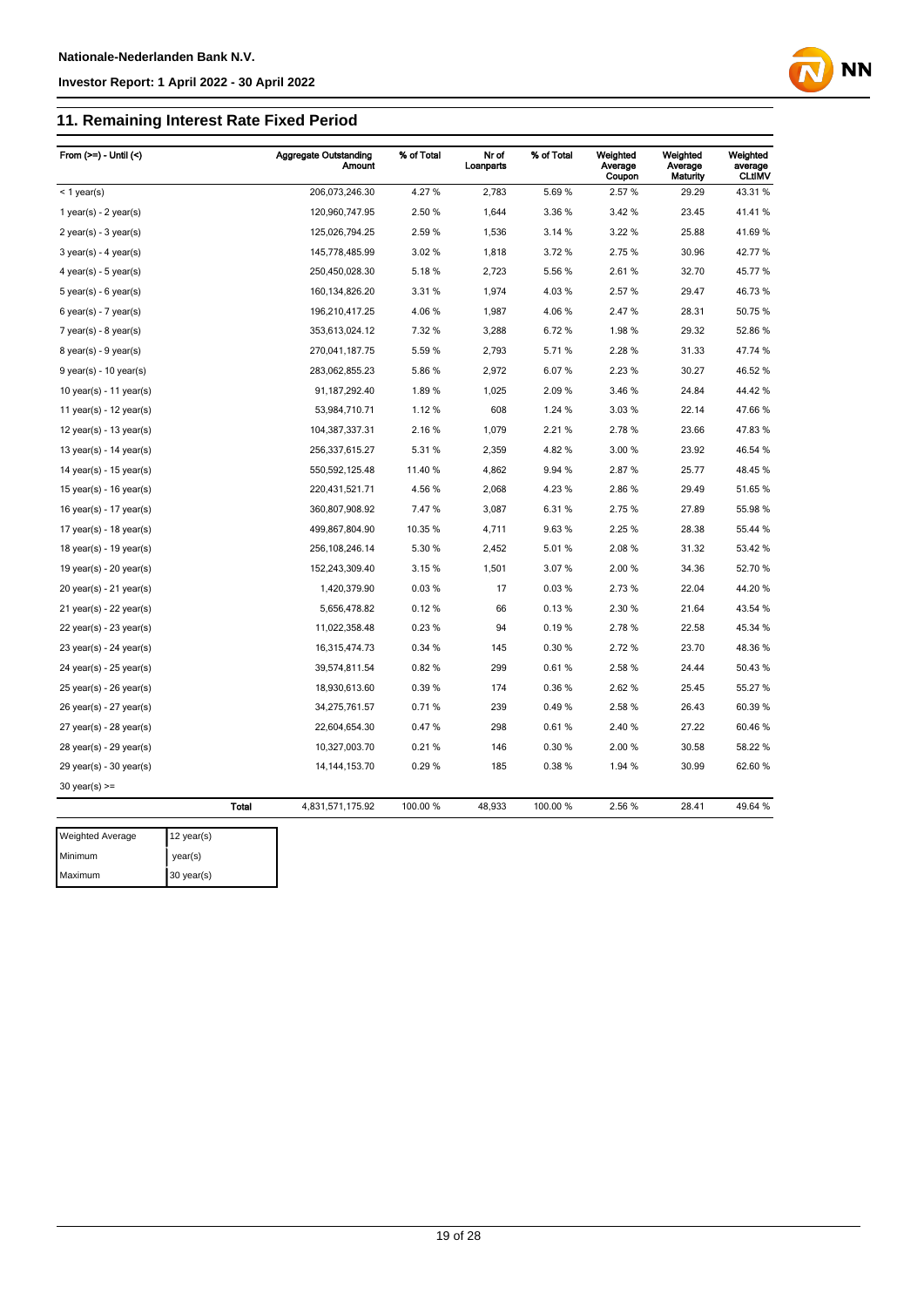## 11. Remaining Interest Rate Fixed Period

| From (>=) - Until (<) | | Aggregate Outstanding Amount | % of Total | Nr of Loanparts | % of Total | Weighted Average Coupon | Weighted Average Maturity | Weighted average CLtIMV |
|---|---|---|---|---|---|---|---|---|
| < 1 year(s) | | 206,073,246.30 | 4.27 % | 2,783 | 5.69 % | 2.57 % | 29.29 | 43.31 % |
| 1 year(s) - 2 year(s) | | 120,960,747.95 | 2.50 % | 1,644 | 3.36 % | 3.42 % | 23.45 | 41.41 % |
| 2 year(s) - 3 year(s) | | 125,026,794.25 | 2.59 % | 1,536 | 3.14 % | 3.22 % | 25.88 | 41.69 % |
| 3 year(s) - 4 year(s) | | 145,778,485.99 | 3.02 % | 1,818 | 3.72 % | 2.75 % | 30.96 | 42.77 % |
| 4 year(s) - 5 year(s) | | 250,450,028.30 | 5.18 % | 2,723 | 5.56 % | 2.61 % | 32.70 | 45.77 % |
| 5 year(s) - 6 year(s) | | 160,134,826.20 | 3.31 % | 1,974 | 4.03 % | 2.57 % | 29.47 | 46.73 % |
| 6 year(s) - 7 year(s) | | 196,210,417.25 | 4.06 % | 1,987 | 4.06 % | 2.47 % | 28.31 | 50.75 % |
| 7 year(s) - 8 year(s) | | 353,613,024.12 | 7.32 % | 3,288 | 6.72 % | 1.98 % | 29.32 | 52.86 % |
| 8 year(s) - 9 year(s) | | 270,041,187.75 | 5.59 % | 2,793 | 5.71 % | 2.28 % | 31.33 | 47.74 % |
| 9 year(s) - 10 year(s) | | 283,062,855.23 | 5.86 % | 2,972 | 6.07 % | 2.23 % | 30.27 | 46.52 % |
| 10 year(s) - 11 year(s) | | 91,187,292.40 | 1.89 % | 1,025 | 2.09 % | 3.46 % | 24.84 | 44.42 % |
| 11 year(s) - 12 year(s) | | 53,984,710.71 | 1.12 % | 608 | 1.24 % | 3.03 % | 22.14 | 47.66 % |
| 12 year(s) - 13 year(s) | | 104,387,337.31 | 2.16 % | 1,079 | 2.21 % | 2.78 % | 23.66 | 47.83 % |
| 13 year(s) - 14 year(s) | | 256,337,615.27 | 5.31 % | 2,359 | 4.82 % | 3.00 % | 23.92 | 46.54 % |
| 14 year(s) - 15 year(s) | | 550,592,125.48 | 11.40 % | 4,862 | 9.94 % | 2.87 % | 25.77 | 48.45 % |
| 15 year(s) - 16 year(s) | | 220,431,521.71 | 4.56 % | 2,068 | 4.23 % | 2.86 % | 29.49 | 51.65 % |
| 16 year(s) - 17 year(s) | | 360,807,908.92 | 7.47 % | 3,087 | 6.31 % | 2.75 % | 27.89 | 55.98 % |
| 17 year(s) - 18 year(s) | | 499,867,804.90 | 10.35 % | 4,711 | 9.63 % | 2.25 % | 28.38 | 55.44 % |
| 18 year(s) - 19 year(s) | | 256,108,246.14 | 5.30 % | 2,452 | 5.01 % | 2.08 % | 31.32 | 53.42 % |
| 19 year(s) - 20 year(s) | | 152,243,309.40 | 3.15 % | 1,501 | 3.07 % | 2.00 % | 34.36 | 52.70 % |
| 20 year(s) - 21 year(s) | | 1,420,379.90 | 0.03 % | 17 | 0.03 % | 2.73 % | 22.04 | 44.20 % |
| 21 year(s) - 22 year(s) | | 5,656,478.82 | 0.12 % | 66 | 0.13 % | 2.30 % | 21.64 | 43.54 % |
| 22 year(s) - 23 year(s) | | 11,022,358.48 | 0.23 % | 94 | 0.19 % | 2.78 % | 22.58 | 45.34 % |
| 23 year(s) - 24 year(s) | | 16,315,474.73 | 0.34 % | 145 | 0.30 % | 2.72 % | 23.70 | 48.36 % |
| 24 year(s) - 25 year(s) | | 39,574,811.54 | 0.82 % | 299 | 0.61 % | 2.58 % | 24.44 | 50.43 % |
| 25 year(s) - 26 year(s) | | 18,930,613.60 | 0.39 % | 174 | 0.36 % | 2.62 % | 25.45 | 55.27 % |
| 26 year(s) - 27 year(s) | | 34,275,761.57 | 0.71 % | 239 | 0.49 % | 2.58 % | 26.43 | 60.39 % |
| 27 year(s) - 28 year(s) | | 22,604,654.30 | 0.47 % | 298 | 0.61 % | 2.40 % | 27.22 | 60.46 % |
| 28 year(s) - 29 year(s) | | 10,327,003.70 | 0.21 % | 146 | 0.30 % | 2.00 % | 30.58 | 58.22 % |
| 29 year(s) - 30 year(s) | | 14,144,153.70 | 0.29 % | 185 | 0.38 % | 1.94 % | 30.99 | 62.60 % |
| 30 year(s) >= | | | | | | | | |
| | **Total** | 4,831,571,175.92 | 100.00 % | 48,933 | 100.00 % | 2.56 % | 28.41 | 49.64 % |

| | |
|---|---|
| Weighted Average | 12 year(s) |
| Minimum | year(s) |
| Maximum | 30 year(s) |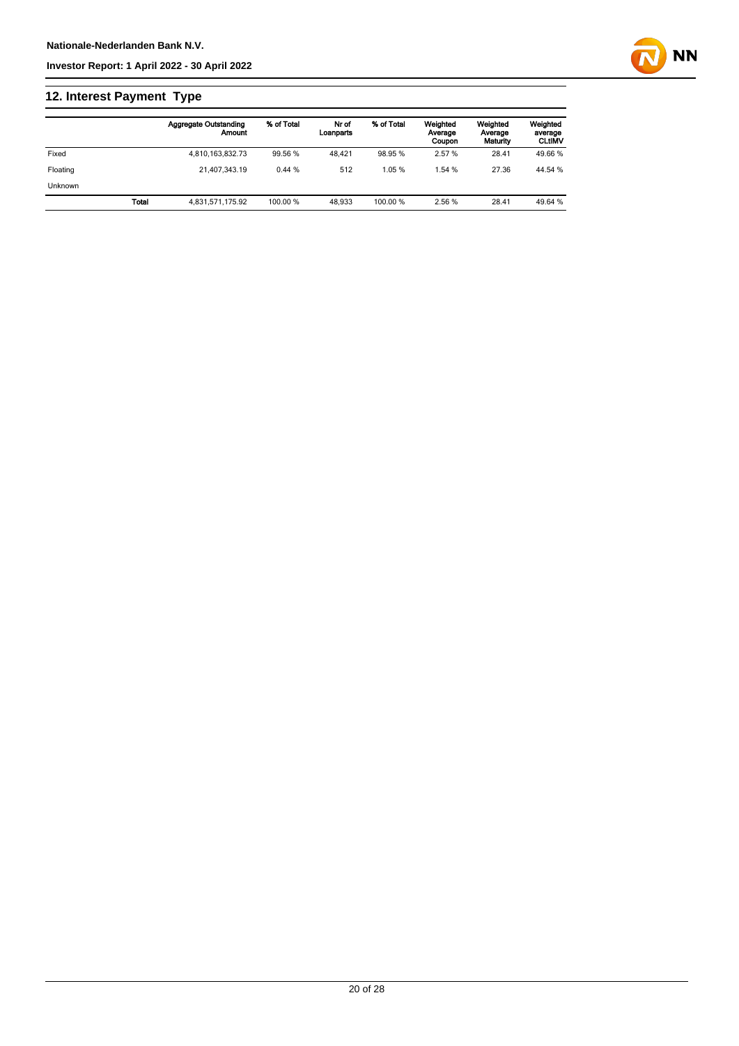## 12. Interest Payment Type

| | Aggregate Outstanding Amount | % of Total | Nr of Loanparts | % of Total | Weighted Average Coupon | Weighted Average Maturity | Weighted average CLtIMV |
|---|---|---|---|---|---|---|---|
| Fixed | 4,810,163,832.73 | 99.56 % | 48,421 | 98.95 % | 2.57 % | 28.41 | 49.66 % |
| Floating | 21,407,343.19 | 0.44 % | 512 | 1.05 % | 1.54 % | 27.36 | 44.54 % |
| Unknown | | | | | | | |
| **Total** | 4,831,571,175.92 | 100.00 % | 48,933 | 100.00 % | 2.56 % | 28.41 | 49.64 % |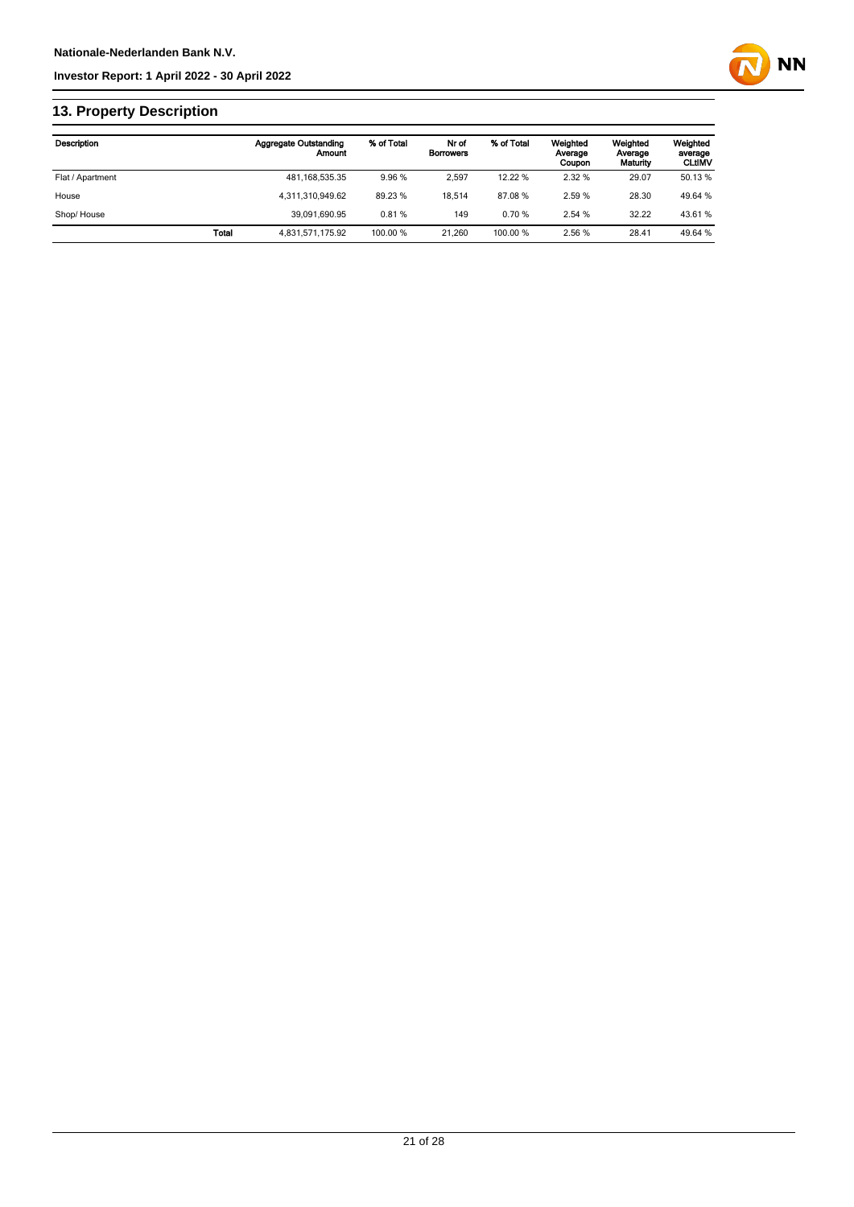## 13. Property Description

| Description | | Aggregate Outstanding Amount | % of Total | Nr of Borrowers | % of Total | Weighted Average Coupon | Weighted Average Maturity | Weighted average CLtIMV |
|---|---|---|---|---|---|---|---|---|
| Flat / Apartment | | 481,168,535.35 | 9.96 % | 2,597 | 12.22 % | 2.32 % | 29.07 | 50.13 % |
| House | | 4,311,310,949.62 | 89.23 % | 18,514 | 87.08 % | 2.59 % | 28.30 | 49.64 % |
| Shop/ House | | 39,091,690.95 | 0.81 % | 149 | 0.70 % | 2.54 % | 32.22 | 43.61 % |
| | Total | 4,831,571,175.92 | 100.00 % | 21,260 | 100.00 % | 2.56 % | 28.41 | 49.64 % |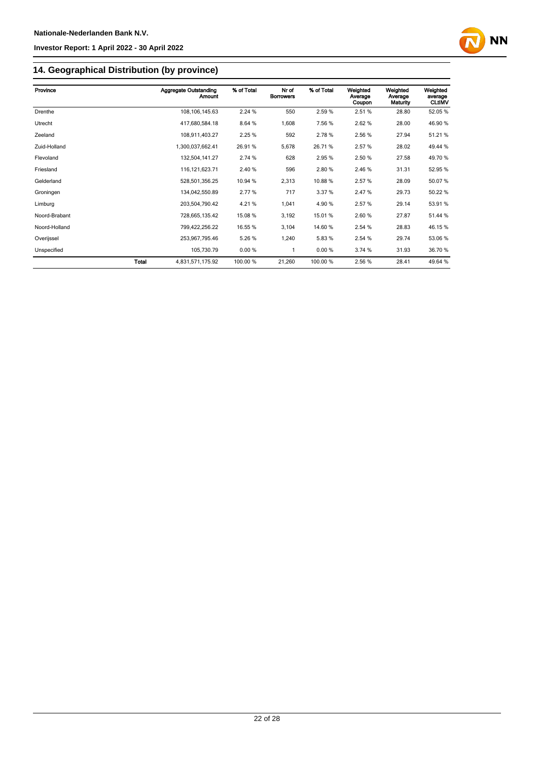## 14. Geographical Distribution (by province)

| Province | | Aggregate Outstanding Amount | % of Total | Nr of Borrowers | % of Total | Weighted Average Coupon | Weighted Average Maturity | Weighted average CLtIMV |
|---|---|---|---|---|---|---|---|---|
| Drenthe | | 108,106,145.63 | 2.24 % | 550 | 2.59 % | 2.51 % | 28.80 | 52.05 % |
| Utrecht | | 417,680,584.18 | 8.64 % | 1,608 | 7.56 % | 2.62 % | 28.00 | 46.90 % |
| Zeeland | | 108,911,403.27 | 2.25 % | 592 | 2.78 % | 2.56 % | 27.94 | 51.21 % |
| Zuid-Holland | | 1,300,037,662.41 | 26.91 % | 5,678 | 26.71 % | 2.57 % | 28.02 | 49.44 % |
| Flevoland | | 132,504,141.27 | 2.74 % | 628 | 2.95 % | 2.50 % | 27.58 | 49.70 % |
| Friesland | | 116,121,623.71 | 2.40 % | 596 | 2.80 % | 2.46 % | 31.31 | 52.95 % |
| Gelderland | | 528,501,356.25 | 10.94 % | 2,313 | 10.88 % | 2.57 % | 28.09 | 50.07 % |
| Groningen | | 134,042,550.89 | 2.77 % | 717 | 3.37 % | 2.47 % | 29.73 | 50.22 % |
| Limburg | | 203,504,790.42 | 4.21 % | 1,041 | 4.90 % | 2.57 % | 29.14 | 53.91 % |
| Noord-Brabant | | 728,665,135.42 | 15.08 % | 3,192 | 15.01 % | 2.60 % | 27.87 | 51.44 % |
| Noord-Holland | | 799,422,256.22 | 16.55 % | 3,104 | 14.60 % | 2.54 % | 28.83 | 46.15 % |
| Overijssel | | 253,967,795.46 | 5.26 % | 1,240 | 5.83 % | 2.54 % | 29.74 | 53.06 % |
| Unspecified | | 105,730.79 | 0.00 % | 1 | 0.00 % | 3.74 % | 31.93 | 36.70 % |
| | **Total** | 4,831,571,175.92 | 100.00 % | 21,260 | 100.00 % | 2.56 % | 28.41 | 49.64 % |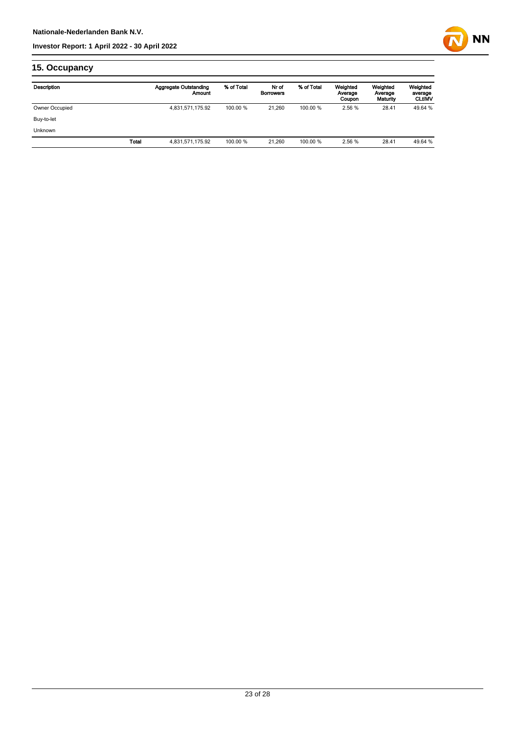## 15. Occupancy

| Description | | Aggregate Outstanding Amount | % of Total | Nr of Borrowers | % of Total | Weighted Average Coupon | Weighted Average Maturity | Weighted average CLtIMV |
|---|---|---|---|---|---|---|---|---|
| Owner Occupied | | 4,831,571,175.92 | 100.00 % | 21,260 | 100.00 % | 2.56 % | 28.41 | 49.64 % |
| Buy-to-let | | | | | | | | |
| Unknown | | | | | | | | |
| | **Total** | 4,831,571,175.92 | 100.00 % | 21,260 | 100.00 % | 2.56 % | 28.41 | 49.64 % |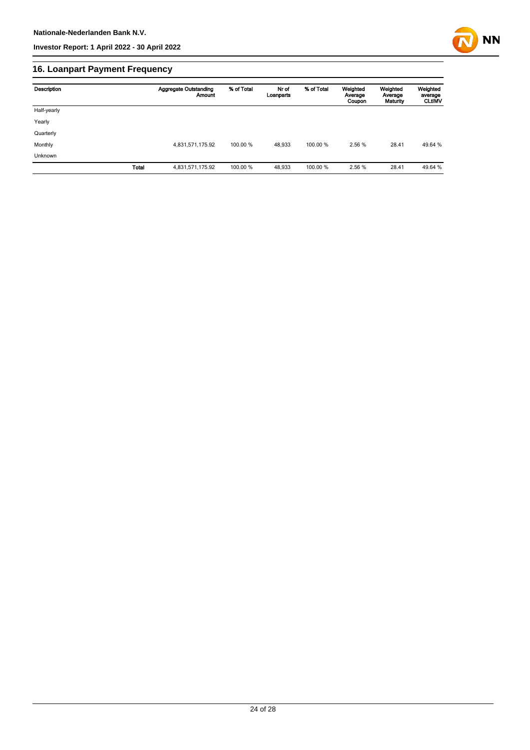## 16. Loanpart Payment Frequency

| Description | | Aggregate Outstanding Amount | % of Total | Nr of Loanparts | % of Total | Weighted Average Coupon | Weighted Average Maturity | Weighted average CLtIMV |
|---|---|---|---|---|---|---|---|---|
| Half-yearly | | | | | | | | |
| Yearly | | | | | | | | |
| Quarterly | | | | | | | | |
| Monthly | | 4,831,571,175.92 | 100.00 % | 48,933 | 100.00 % | 2.56 % | 28.41 | 49.64 % |
| Unknown | | | | | | | | |
| | **Total** | 4,831,571,175.92 | 100.00 % | 48,933 | 100.00 % | 2.56 % | 28.41 | 49.64 % |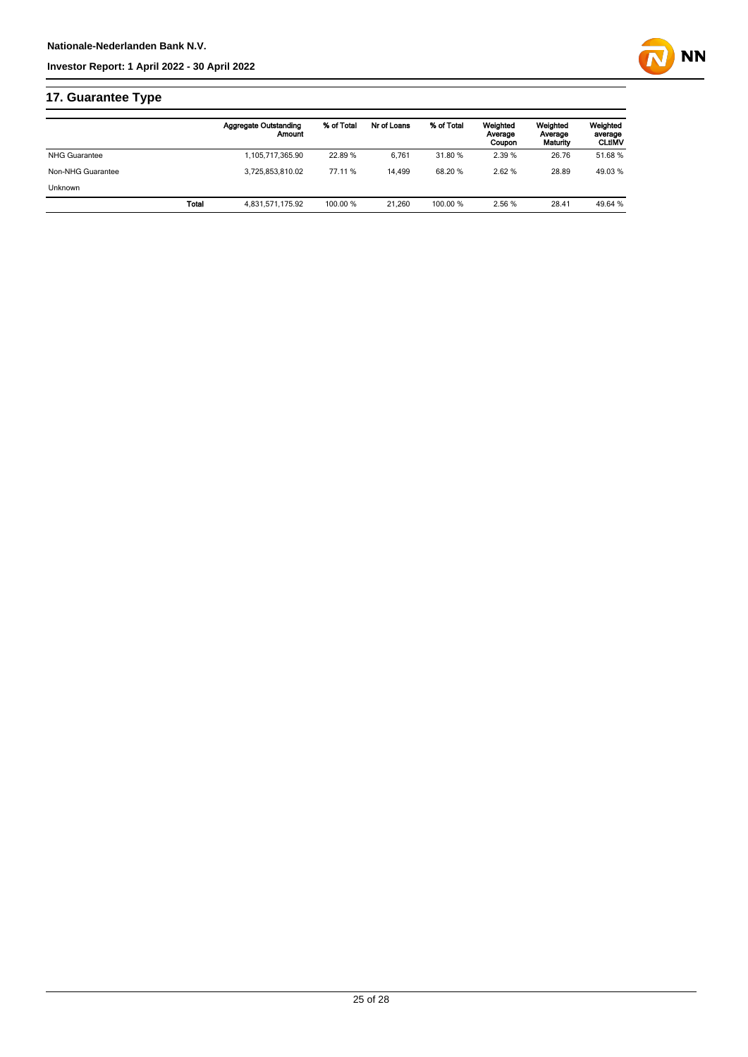## 17. Guarantee Type

| | Aggregate Outstanding Amount | % of Total | Nr of Loans | % of Total | Weighted Average Coupon | Weighted Average Maturity | Weighted average CLtIMV |
|---|---|---|---|---|---|---|---|
| NHG Guarantee | 1,105,717,365.90 | 22.89 % | 6,761 | 31.80 % | 2.39 % | 26.76 | 51.68 % |
| Non-NHG Guarantee | 3,725,853,810.02 | 77.11 % | 14,499 | 68.20 % | 2.62 % | 28.89 | 49.03 % |
| Unknown | | | | | | | |
| **Total** | 4,831,571,175.92 | 100.00 % | 21,260 | 100.00 % | 2.56 % | 28.41 | 49.64 % |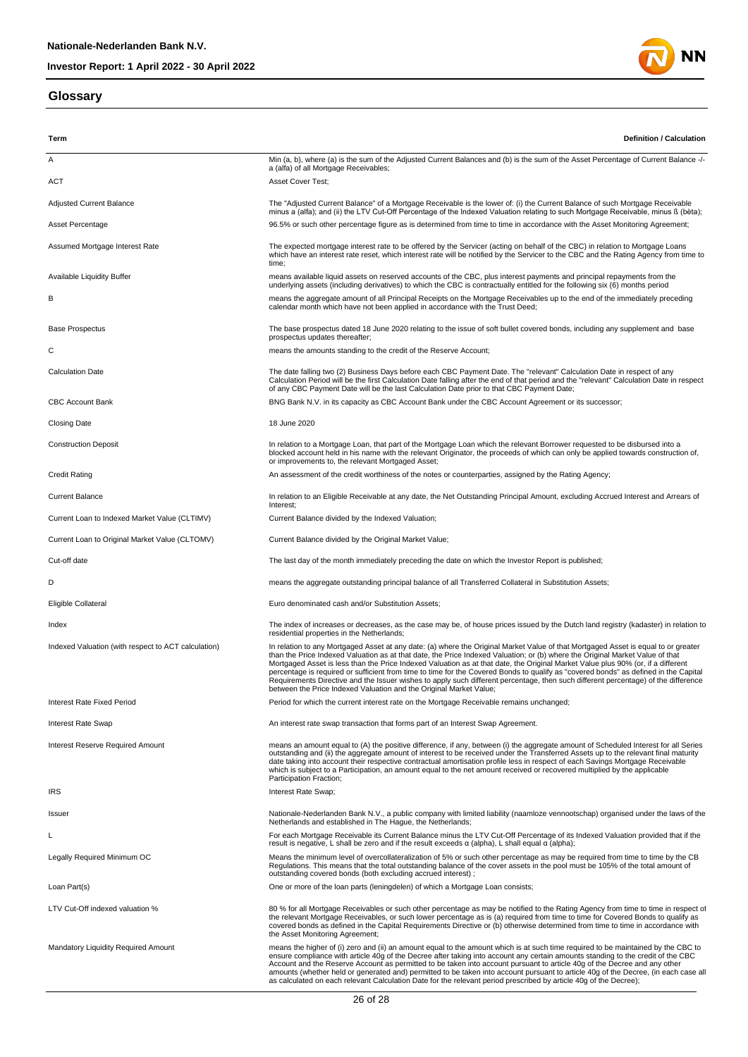## Glossary

| Term | Definition / Calculation |
|---|---|
| A | Min (a, b), where (a) is the sum of the Adjusted Current Balances and (b) is the sum of the Asset Percentage of Current Balance -/- a (alfa) of all Mortgage Receivables; |
| ACT | Asset Cover Test; |
| Adjusted Current Balance | The "Adjusted Current Balance" of a Mortgage Receivable is the lower of: (i) the Current Balance of such Mortgage Receivable minus a (alfa); and (ii) the LTV Cut-Off Percentage of the Indexed Valuation relating to such Mortgage Receivable, minus ß (bèta); |
| Asset Percentage | 96.5% or such other percentage figure as is determined from time to time in accordance with the Asset Monitoring Agreement; |
| Assumed Mortgage Interest Rate | The expected mortgage interest rate to be offered by the Servicer (acting on behalf of the CBC) in relation to Mortgage Loans which have an interest rate reset, which interest rate will be notified by the Servicer to the CBC and the Rating Agency from time to time; |
| Available Liquidity Buffer | means available liquid assets on reserved accounts of the CBC, plus interest payments and principal repayments from the underlying assets (including derivatives) to which the CBC is contractually entitled for the following six (6) months period |
| B | means the aggregate amount of all Principal Receipts on the Mortgage Receivables up to the end of the immediately preceding calendar month which have not been applied in accordance with the Trust Deed; |
| Base Prospectus | The base prospectus dated 18 June 2020 relating to the issue of soft bullet covered bonds, including any supplement and base prospectus updates thereafter; |
| C | means the amounts standing to the credit of the Reserve Account; |
| Calculation Date | The date falling two (2) Business Days before each CBC Payment Date. The "relevant" Calculation Date in respect of any Calculation Period will be the first Calculation Date falling after the end of that period and the "relevant" Calculation Date in respect of any CBC Payment Date will be the last Calculation Date prior to that CBC Payment Date; |
| CBC Account Bank | BNG Bank N.V. in its capacity as CBC Account Bank under the CBC Account Agreement or its successor; |
| Closing Date | 18 June 2020 |
| Construction Deposit | In relation to a Mortgage Loan, that part of the Mortgage Loan which the relevant Borrower requested to be disbursed into a blocked account held in his name with the relevant Originator, the proceeds of which can only be applied towards construction of, or improvements to, the relevant Mortgaged Asset; |
| Credit Rating | An assessment of the credit worthiness of the notes or counterparties, assigned by the Rating Agency; |
| Current Balance | In relation to an Eligible Receivable at any date, the Net Outstanding Principal Amount, excluding Accrued Interest and Arrears of Interest; |
| Current Loan to Indexed Market Value (CLTIMV) | Current Balance divided by the Indexed Valuation; |
| Current Loan to Original Market Value (CLTOMV) | Current Balance divided by the Original Market Value; |
| Cut-off date | The last day of the month immediately preceding the date on which the Investor Report is published; |
| D | means the aggregate outstanding principal balance of all Transferred Collateral in Substitution Assets; |
| Eligible Collateral | Euro denominated cash and/or Substitution Assets; |
| Index | The index of increases or decreases, as the case may be, of house prices issued by the Dutch land registry (kadaster) in relation to residential properties in the Netherlands; |
| Indexed Valuation (with respect to ACT calculation) | In relation to any Mortgaged Asset at any date: (a) where the Original Market Value of that Mortgaged Asset is equal to or greater than the Price Indexed Valuation as at that date, the Price Indexed Valuation; or (b) where the Original Market Value of that Mortgaged Asset is less than the Price Indexed Valuation as at that date, the Original Market Value plus 90% (or, if a different percentage is required or sufficient from time to time for the Covered Bonds to qualify as "covered bonds" as defined in the Capital Requirements Directive and the Issuer wishes to apply such different percentage, then such different percentage) of the difference between the Price Indexed Valuation and the Original Market Value; |
| Interest Rate Fixed Period | Period for which the current interest rate on the Mortgage Receivable remains unchanged; |
| Interest Rate Swap | An interest rate swap transaction that forms part of an Interest Swap Agreement. |
| Interest Reserve Required Amount | means an amount equal to (A) the positive difference, if any, between (i) the aggregate amount of Scheduled Interest for all Series outstanding and (ii) the aggregate amount of interest to be received under the Transferred Assets up to the relevant final maturity date taking into account their respective contractual amortisation profile less in respect of each Savings Mortgage Receivable which is subject to a Participation, an amount equal to the net amount received or recovered multiplied by the applicable Participation Fraction; |
| IRS | Interest Rate Swap; |
| Issuer | Nationale-Nederlanden Bank N.V., a public company with limited liability (naamloze vennootschap) organised under the laws of the Netherlands and established in The Hague, the Netherlands; |
| L | For each Mortgage Receivable its Current Balance minus the LTV Cut-Off Percentage of its Indexed Valuation provided that if the result is negative, L shall be zero and if the result exceeds α (alpha), L shall equal α (alpha); |
| Legally Required Minimum OC | Means the minimum level of overcollateralization of 5% or such other percentage as may be required from time to time by the CB Regulations. This means that the total outstanding balance of the cover assets in the pool must be 105% of the total amount of outstanding covered bonds (both excluding accrued interest) ; |
| Loan Part(s) | One or more of the loan parts (leningdelen) of which a Mortgage Loan consists; |
| LTV Cut-Off indexed valuation % | 80 % for all Mortgage Receivables or such other percentage as may be notified to the Rating Agency from time to time in respect of the relevant Mortgage Receivables, or such lower percentage as is (a) required from time to time for Covered Bonds to qualify as covered bonds as defined in the Capital Requirements Directive or (b) otherwise determined from time to time in accordance with the Asset Monitoring Agreement; |
| Mandatory Liquidity Required Amount | means the higher of (i) zero and (ii) an amount equal to the amount which is at such time required to be maintained by the CBC to ensure compliance with article 40g of the Decree after taking into account certain amounts standing to the credit of the CBC Account and the Reserve Account as permitted to be taken into account pursuant to article 40g of the Decree and any other amounts (whether held or generated and) permitted to be taken into account pursuant to article 40g of the Decree, (in each case all as calculated on each relevant Calculation Date for the relevant period prescribed by article 40g of the Decree); |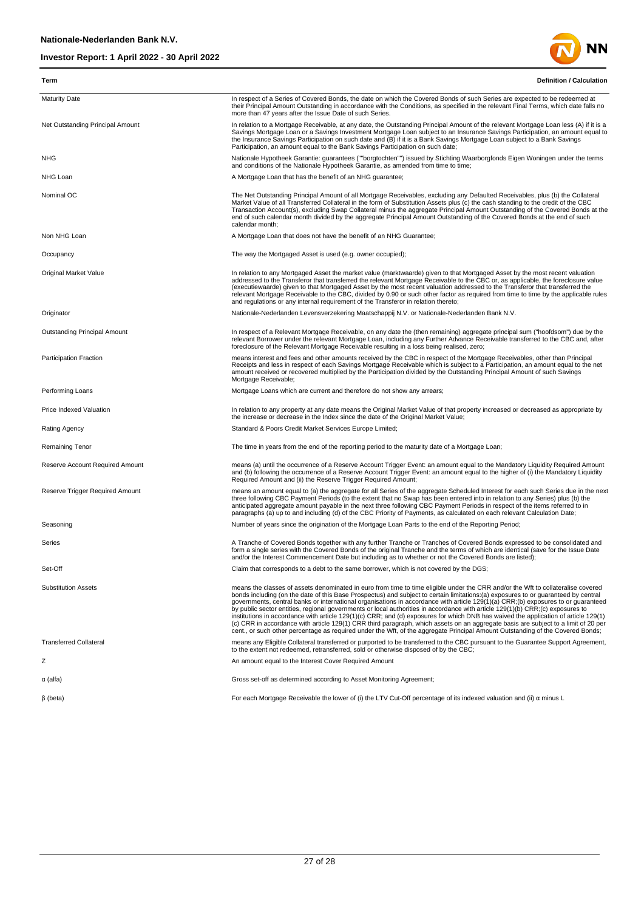| Term | Definition / Calculation |
|---|---|
| Maturity Date | In respect of a Series of Covered Bonds, the date on which the Covered Bonds of such Series are expected to be redeemed at their Principal Amount Outstanding in accordance with the Conditions, as specified in the relevant Final Terms, which date falls no more than 47 years after the Issue Date of such Series. |
| Net Outstanding Principal Amount | In relation to a Mortgage Receivable, at any date, the Outstanding Principal Amount of the relevant Mortgage Loan less (A) if it is a Savings Mortgage Loan or a Savings Investment Mortgage Loan subject to an Insurance Savings Participation, an amount equal to the Insurance Savings Participation on such date and (B) if it is a Bank Savings Mortgage Loan subject to a Bank Savings Participation, an amount equal to the Bank Savings Participation on such date; |
| NHG | Nationale Hypotheek Garantie: guarantees (""borgtochten"") issued by Stichting Waarborgfonds Eigen Woningen under the terms and conditions of the Nationale Hypotheek Garantie, as amended from time to time; |
| NHG Loan | A Mortgage Loan that has the benefit of an NHG guarantee; |
| Nominal OC | The Net Outstanding Principal Amount of all Mortgage Receivables, excluding any Defaulted Receivables, plus (b) the Collateral Market Value of all Transferred Collateral in the form of Substitution Assets plus (c) the cash standing to the credit of the CBC Transaction Account(s), excluding Swap Collateral minus the aggregate Principal Amount Outstanding of the Covered Bonds at the end of such calendar month divided by the aggregate Principal Amount Outstanding of the Covered Bonds at the end of such calendar month; |
| Non NHG Loan | A Mortgage Loan that does not have the benefit of an NHG Guarantee; |
| Occupancy | The way the Mortgaged Asset is used (e.g. owner occupied); |
| Original Market Value | In relation to any Mortgaged Asset the market value (marktwaarde) given to that Mortgaged Asset by the most recent valuation addressed to the Transferor that transferred the relevant Mortgage Receivable to the CBC or, as applicable, the foreclosure value (executiewaarde) given to that Mortgaged Asset by the most recent valuation addressed to the Transferor that transferred the relevant Mortgage Receivable to the CBC, divided by 0.90 or such other factor as required from time to time by the applicable rules and regulations or any internal requirement of the Transferor in relation thereto; |
| Originator | Nationale-Nederlanden Levensverzekering Maatschappij N.V. or Nationale-Nederlanden Bank N.V. |
| Outstanding Principal Amount | In respect of a Relevant Mortgage Receivable, on any date the (then remaining) aggregate principal sum ("hoofdsom") due by the relevant Borrower under the relevant Mortgage Loan, including any Further Advance Receivable transferred to the CBC and, after foreclosure of the Relevant Mortgage Receivable resulting in a loss being realised, zero; |
| Participation Fraction | means interest and fees and other amounts received by the CBC in respect of the Mortgage Receivables, other than Principal Receipts and less in respect of each Savings Mortgage Receivable which is subject to a Participation, an amount equal to the net amount received or recovered multiplied by the Participation divided by the Outstanding Principal Amount of such Savings Mortgage Receivable; |
| Performing Loans | Mortgage Loans which are current and therefore do not show any arrears; |
| Price Indexed Valuation | In relation to any property at any date means the Original Market Value of that property increased or decreased as appropriate by the increase or decrease in the Index since the date of the Original Market Value; |
| Rating Agency | Standard & Poors Credit Market Services Europe Limited; |
| Remaining Tenor | The time in years from the end of the reporting period to the maturity date of a Mortgage Loan; |
| Reserve Account Required Amount | means (a) until the occurrence of a Reserve Account Trigger Event: an amount equal to the Mandatory Liquidity Required Amount and (b) following the occurrence of a Reserve Account Trigger Event: an amount equal to the higher of (i) the Mandatory Liquidity Required Amount and (ii) the Reserve Trigger Required Amount; |
| Reserve Trigger Required Amount | means an amount equal to (a) the aggregate for all Series of the aggregate Scheduled Interest for each such Series due in the next three following CBC Payment Periods (to the extent that no Swap has been entered into in relation to any Series) plus (b) the anticipated aggregate amount payable in the next three following CBC Payment Periods in respect of the items referred to in paragraphs (a) up to and including (d) of the CBC Priority of Payments, as calculated on each relevant Calculation Date; |
| Seasoning | Number of years since the origination of the Mortgage Loan Parts to the end of the Reporting Period; |
| Series | A Tranche of Covered Bonds together with any further Tranche or Tranches of Covered Bonds expressed to be consolidated and form a single series with the Covered Bonds of the original Tranche and the terms of which are identical (save for the Issue Date and/or the Interest Commencement Date but including as to whether or not the Covered Bonds are listed); |
| Set-Off | Claim that corresponds to a debt to the same borrower, which is not covered by the DGS; |
| Substitution Assets | means the classes of assets denominated in euro from time to time eligible under the CRR and/or the Wft to collateralise covered bonds including (on the date of this Base Prospectus) and subject to certain limitations:(a) exposures to or guaranteed by central governments, central banks or international organisations in accordance with article 129(1)(a) CRR;(b) exposures to or guaranteed by public sector entities, regional governments or local authorities in accordance with article 129(1)(b) CRR;(c) exposures to institutions in accordance with article 129(1)(c) CRR; and (d) exposures for which DNB has waived the application of article 129(1)(c) CRR in accordance with article 129(1) CRR third paragraph, which assets on an aggregate basis are subject to a limit of 20 per cent., or such other percentage as required under the Wft, of the aggregate Principal Amount Outstanding of the Covered Bonds; |
| Transferred Collateral | means any Eligible Collateral transferred or purported to be transferred to the CBC pursuant to the Guarantee Support Agreement, to the extent not redeemed, retransferred, sold or otherwise disposed of by the CBC; |
| Z | An amount equal to the Interest Cover Required Amount |
| α (alfa) | Gross set-off as determined according to Asset Monitoring Agreement; |
| β (beta) | For each Mortgage Receivable the lower of (i) the LTV Cut-Off percentage of its indexed valuation and (ii) α minus L |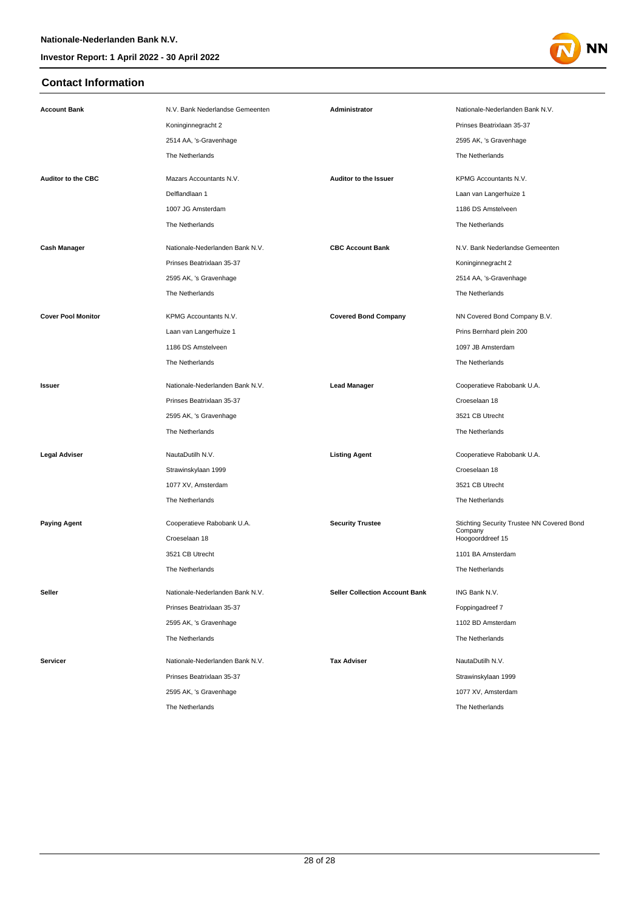## Contact Information

| | | | |
|---|---|---|---|
| **Account Bank** | N.V. Bank Nederlandse Gemeenten<br>Koninginnegracht 2<br>2514 AA, 's-Gravenhage<br>The Netherlands | **Administrator** | Nationale-Nederlanden Bank N.V.<br>Prinses Beatrixlaan 35-37<br>2595 AK, 's Gravenhage<br>The Netherlands |
| **Auditor to the CBC** | Mazars Accountants N.V.<br>Delflandlaan 1<br>1007 JG Amsterdam<br>The Netherlands | **Auditor to the Issuer** | KPMG Accountants N.V.<br>Laan van Langerhuize 1<br>1186 DS Amstelveen<br>The Netherlands |
| **Cash Manager** | Nationale-Nederlanden Bank N.V.<br>Prinses Beatrixlaan 35-37<br>2595 AK, 's Gravenhage<br>The Netherlands | **CBC Account Bank** | N.V. Bank Nederlandse Gemeenten<br>Koninginnegracht 2<br>2514 AA, 's-Gravenhage<br>The Netherlands |
| **Cover Pool Monitor** | KPMG Accountants N.V.<br>Laan van Langerhuize 1<br>1186 DS Amstelveen<br>The Netherlands | **Covered Bond Company** | NN Covered Bond Company B.V.<br>Prins Bernhard plein 200<br>1097 JB Amsterdam<br>The Netherlands |
| **Issuer** | Nationale-Nederlanden Bank N.V.<br>Prinses Beatrixlaan 35-37<br>2595 AK, 's Gravenhage<br>The Netherlands | **Lead Manager** | Cooperatieve Rabobank U.A.<br>Croeselaan 18<br>3521 CB Utrecht<br>The Netherlands |
| **Legal Adviser** | NautaDutilh N.V.<br>Strawinskylaan 1999<br>1077 XV, Amsterdam<br>The Netherlands | **Listing Agent** | Cooperatieve Rabobank U.A.<br>Croeselaan 18<br>3521 CB Utrecht<br>The Netherlands |
| **Paying Agent** | Cooperatieve Rabobank U.A.<br>Croeselaan 18<br>3521 CB Utrecht<br>The Netherlands | **Security Trustee** | Stichting Security Trustee NN Covered Bond Company<br>Hoogoorddreef 15<br>1101 BA Amsterdam<br>The Netherlands |
| **Seller** | Nationale-Nederlanden Bank N.V.<br>Prinses Beatrixlaan 35-37<br>2595 AK, 's Gravenhage<br>The Netherlands | **Seller Collection Account Bank** | ING Bank N.V.<br>Foppingadreef 7<br>1102 BD Amsterdam<br>The Netherlands |
| **Servicer** | Nationale-Nederlanden Bank N.V.<br>Prinses Beatrixlaan 35-37<br>2595 AK, 's Gravenhage<br>The Netherlands | **Tax Adviser** | NautaDutilh N.V.<br>Strawinskylaan 1999<br>1077 XV, Amsterdam<br>The Netherlands |